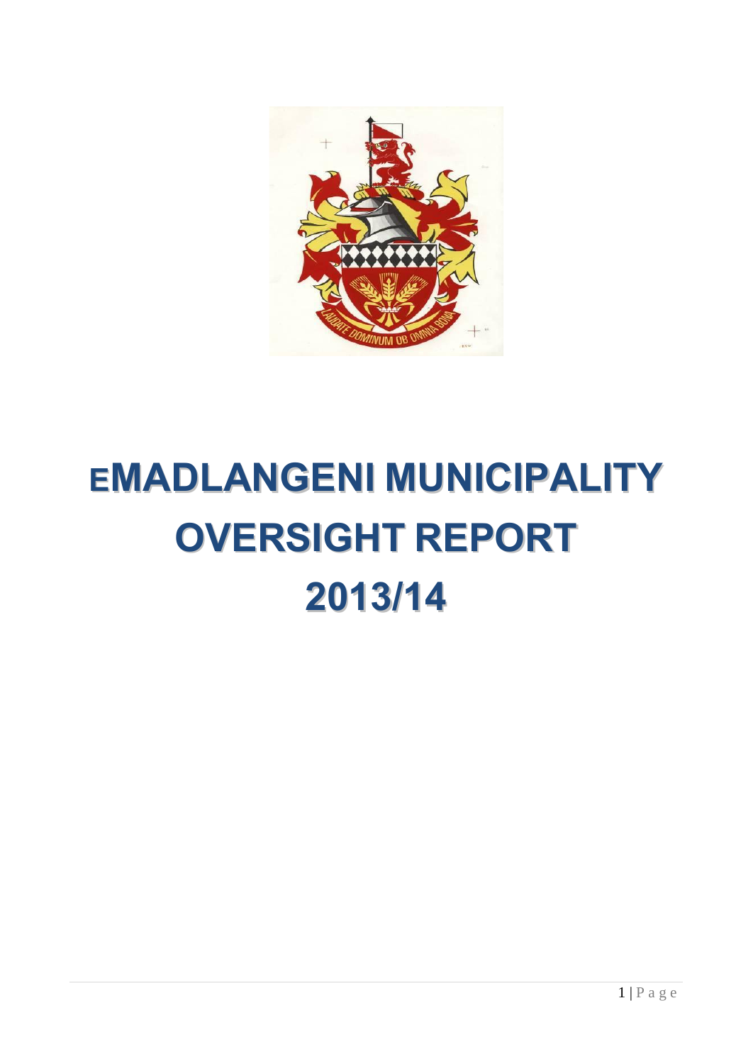# eMADLANGENI MUNICIPALITY OVERSIGHT REPORT 2013/14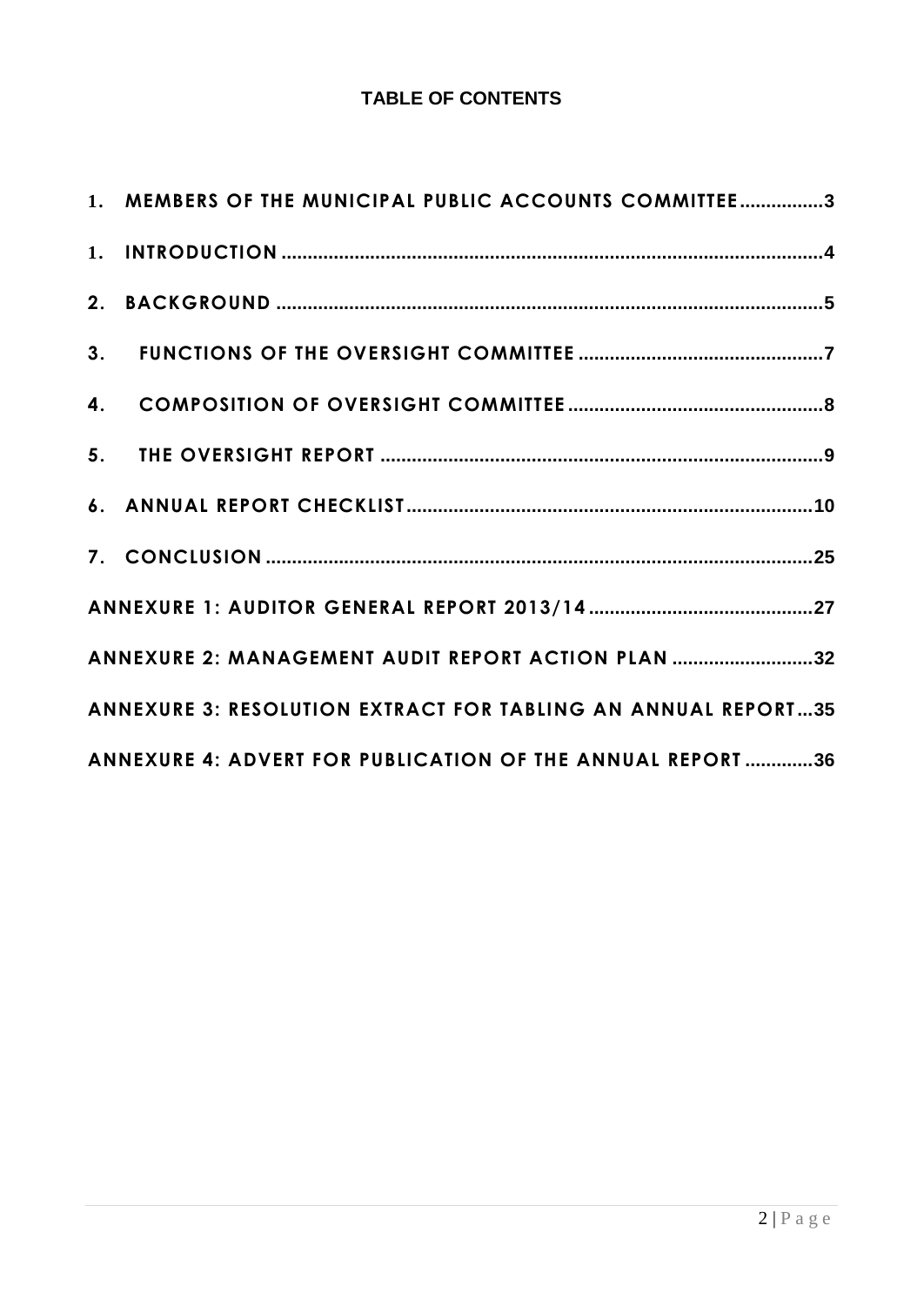# TABLE OF CONTENTS

1. MEMBERS OF THE MUNICIPAL PUBLIC ACCOUNTS COMMITTEE................3
1. INTRODUCTION .......................................................................................................4
2. BACKGROUND .......................................................................................................5
3. FUNCTIONS OF THE OVERSIGHT COMMITTEE ...............................................7
4. COMPOSITION OF OVERSIGHT COMMITTEE .................................................8
5. THE OVERSIGHT REPORT .....................................................................................9
6. ANNUAL REPORT CHECKLIST..............................................................................10
7. CONCLUSION .........................................................................................................25

ANNEXURE 1: AUDITOR GENERAL REPORT 2013/14 ...........................................27

ANNEXURE 2: MANAGEMENT AUDIT REPORT ACTION PLAN ...........................32

ANNEXURE 3: RESOLUTION EXTRACT FOR TABLING AN ANNUAL REPORT...35

ANNEXURE 4: ADVERT FOR PUBLICATION OF THE ANNUAL REPORT .............36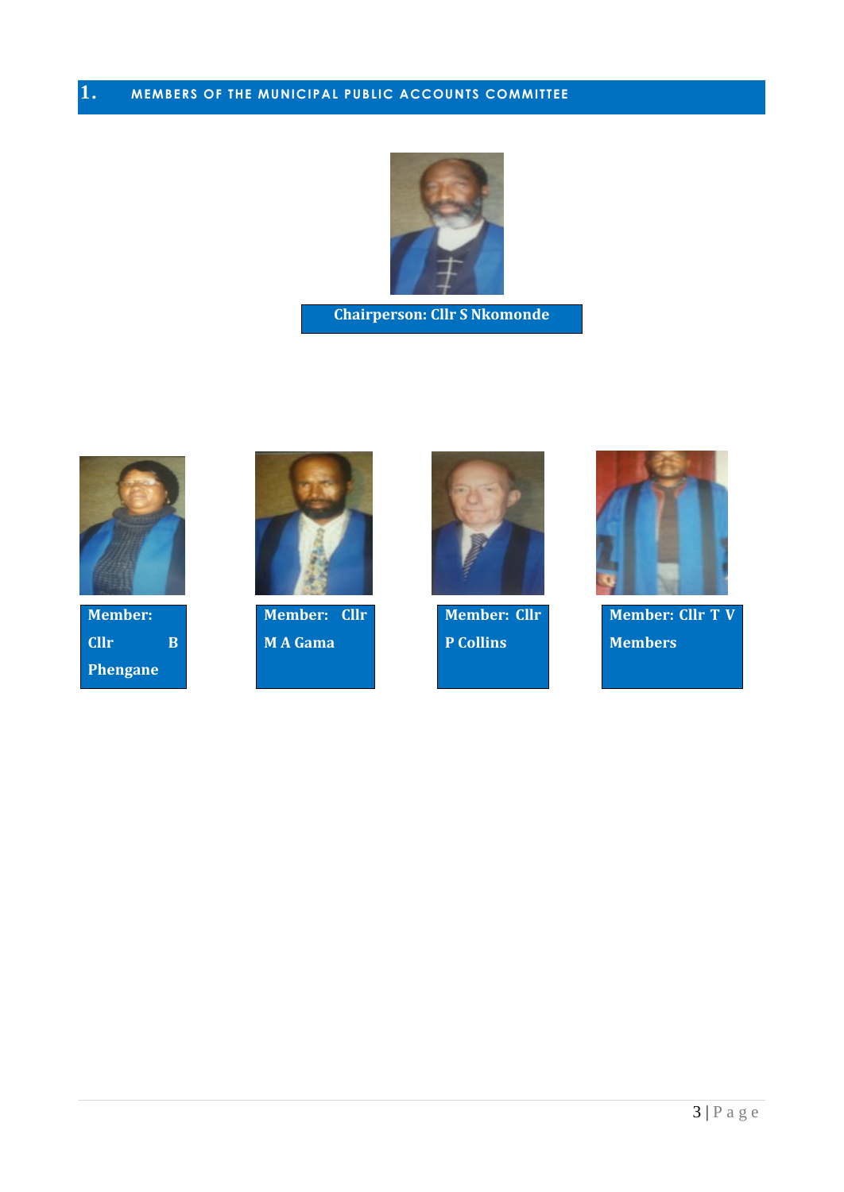# 1. MEMBERS OF THE MUNICIPAL PUBLIC ACCOUNTS COMMITTEE

**Chairperson: Cllr S Nkomonde**

**Member: Cllr B Phengane**

**Member: Cllr M A Gama**

**Member: Cllr P Collins**

**Member: Cllr T V Members**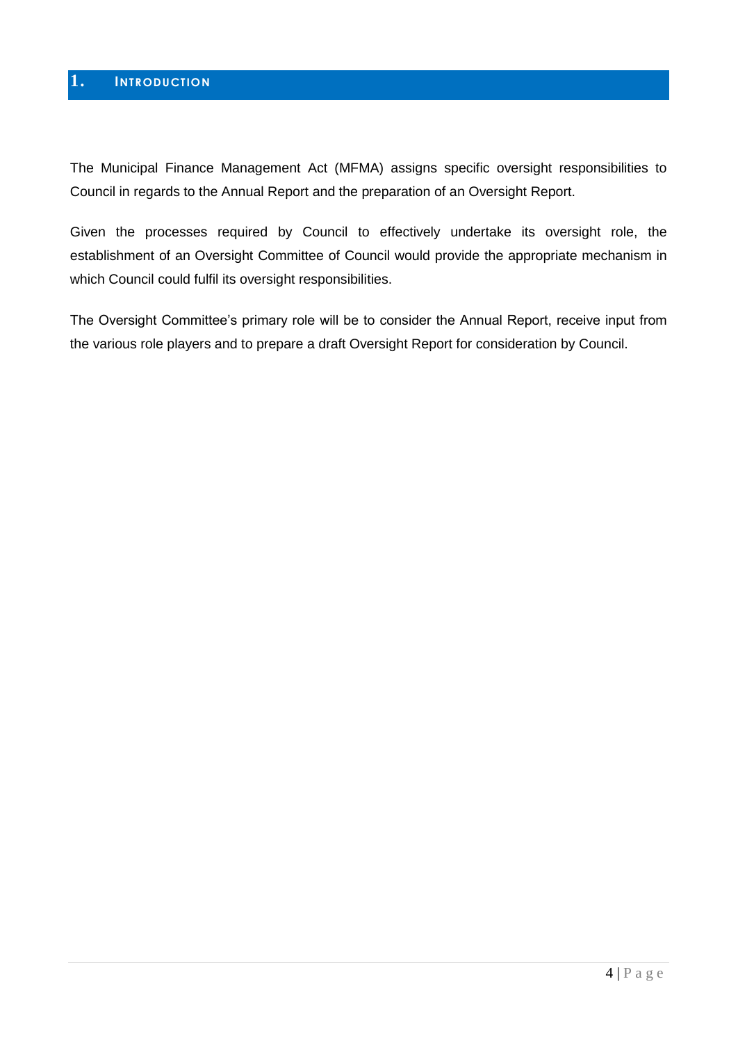# 1. INTRODUCTION

The Municipal Finance Management Act (MFMA) assigns specific oversight responsibilities to Council in regards to the Annual Report and the preparation of an Oversight Report.

Given the processes required by Council to effectively undertake its oversight role, the establishment of an Oversight Committee of Council would provide the appropriate mechanism in which Council could fulfil its oversight responsibilities.

The Oversight Committee's primary role will be to consider the Annual Report, receive input from the various role players and to prepare a draft Oversight Report for consideration by Council.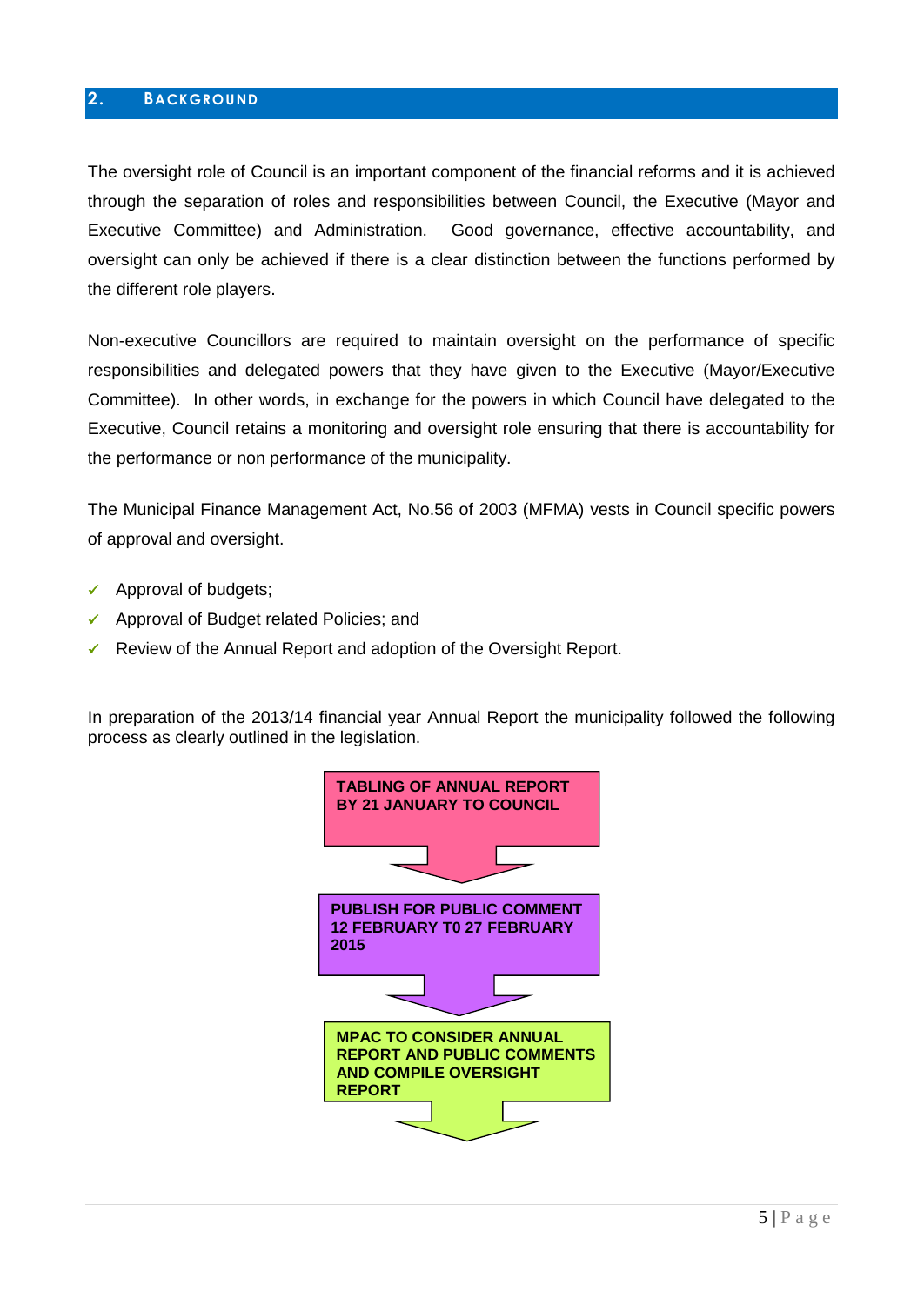## 2. BACKGROUND

The oversight role of Council is an important component of the financial reforms and it is achieved through the separation of roles and responsibilities between Council, the Executive (Mayor and Executive Committee) and Administration. Good governance, effective accountability, and oversight can only be achieved if there is a clear distinction between the functions performed by the different role players.

Non-executive Councillors are required to maintain oversight on the performance of specific responsibilities and delegated powers that they have given to the Executive (Mayor/Executive Committee). In other words, in exchange for the powers in which Council have delegated to the Executive, Council retains a monitoring and oversight role ensuring that there is accountability for the performance or non performance of the municipality.

The Municipal Finance Management Act, No.56 of 2003 (MFMA) vests in Council specific powers of approval and oversight.

- ✓ Approval of budgets;
- ✓ Approval of Budget related Policies; and
- ✓ Review of the Annual Report and adoption of the Oversight Report.

In preparation of the 2013/14 financial year Annual Report the municipality followed the following process as clearly outlined in the legislation.

**TABLING OF ANNUAL REPORT BY 21 JANUARY TO COUNCIL**

↓

**PUBLISH FOR PUBLIC COMMENT 12 FEBRUARY T0 27 FEBRUARY 2015**

↓

**MPAC TO CONSIDER ANNUAL REPORT AND PUBLIC COMMENTS AND COMPILE OVERSIGHT REPORT**

↓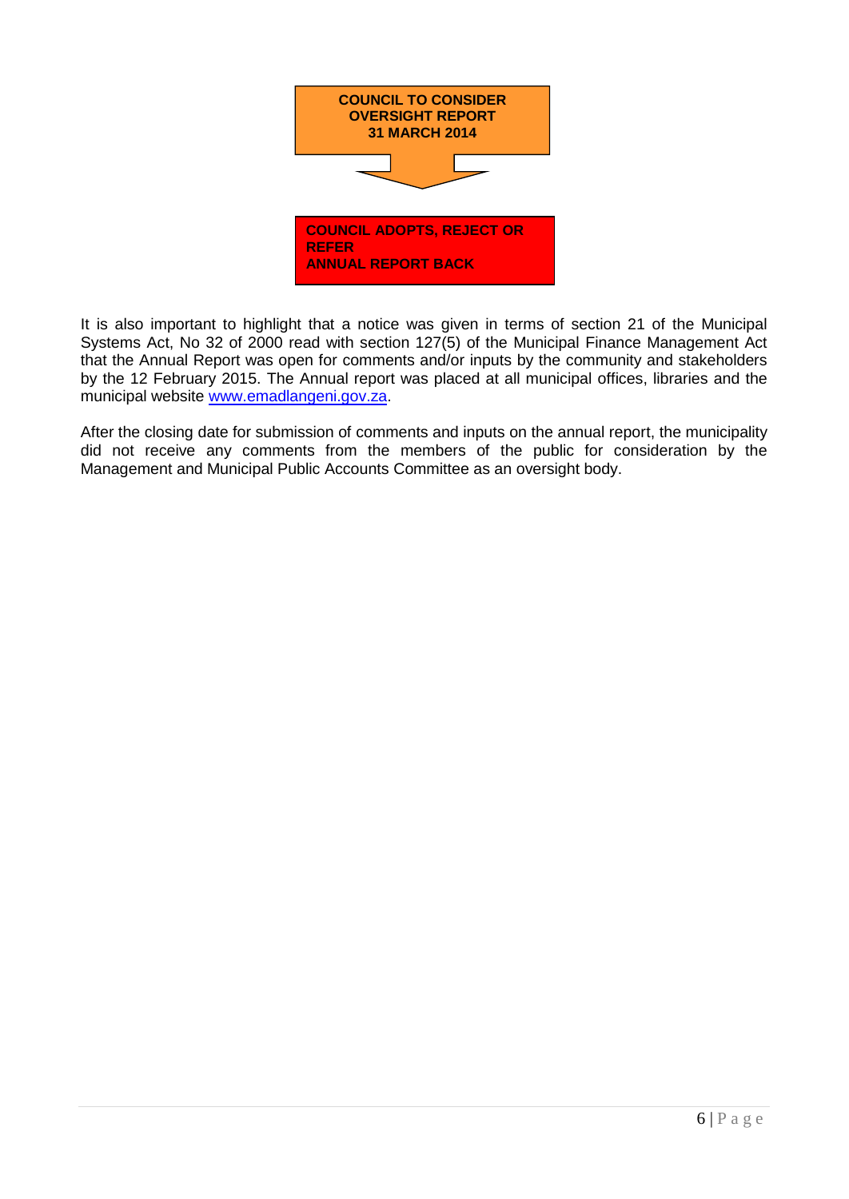**COUNCIL TO CONSIDER OVERSIGHT REPORT 31 MARCH 2014**

↓

**COUNCIL ADOPTS, REJECT OR REFER ANNUAL REPORT BACK**

It is also important to highlight that a notice was given in terms of section 21 of the Municipal Systems Act, No 32 of 2000 read with section 127(5) of the Municipal Finance Management Act that the Annual Report was open for comments and/or inputs by the community and stakeholders by the 12 February 2015. The Annual report was placed at all municipal offices, libraries and the municipal website [www.emadlangeni.gov.za](http://www.emadlangeni.gov.za).

After the closing date for submission of comments and inputs on the annual report, the municipality did not receive any comments from the members of the public for consideration by the Management and Municipal Public Accounts Committee as an oversight body.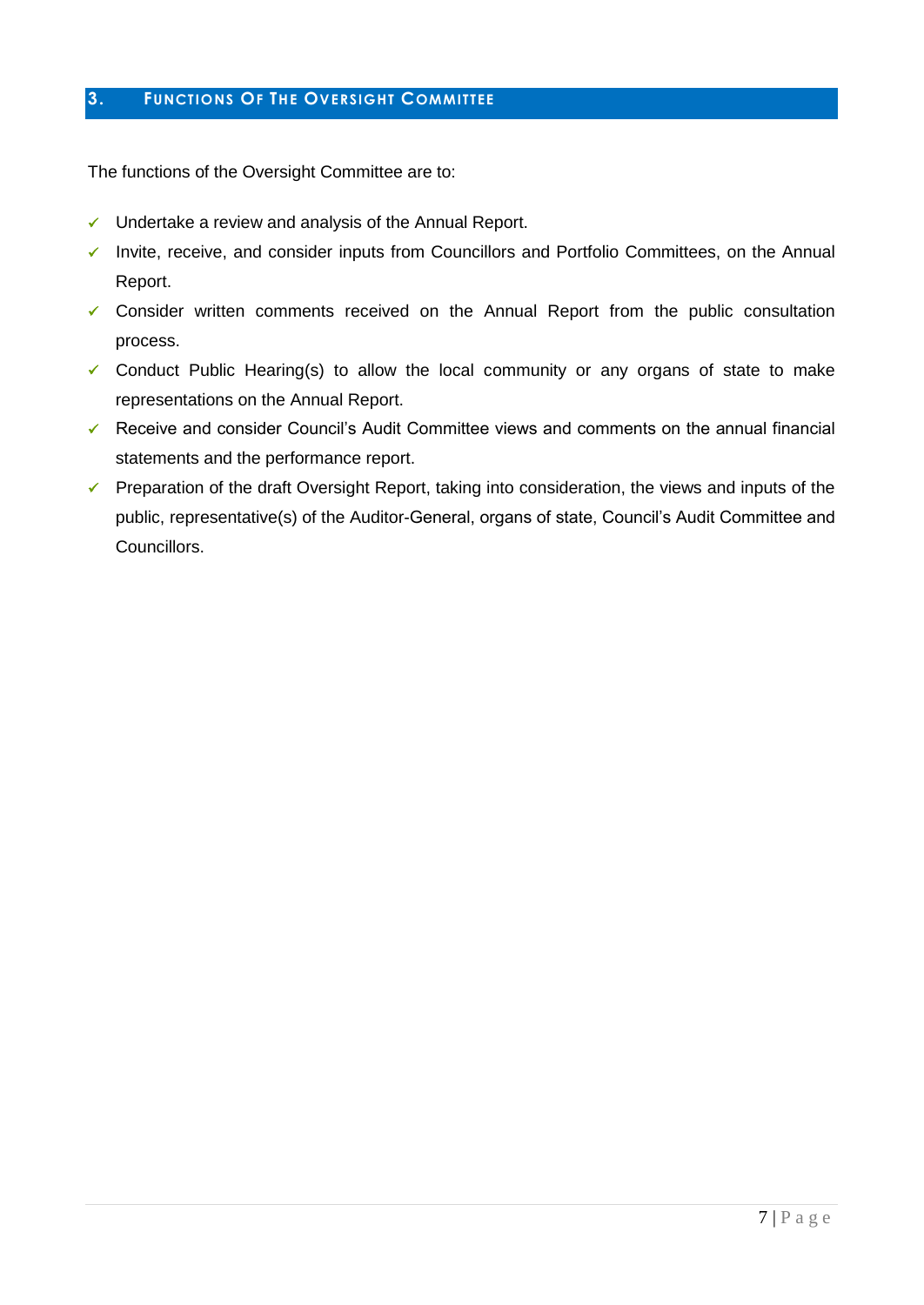## 3. Functions Of The Oversight Committee

The functions of the Oversight Committee are to:

- ✓ Undertake a review and analysis of the Annual Report.
- ✓ Invite, receive, and consider inputs from Councillors and Portfolio Committees, on the Annual Report.
- ✓ Consider written comments received on the Annual Report from the public consultation process.
- ✓ Conduct Public Hearing(s) to allow the local community or any organs of state to make representations on the Annual Report.
- ✓ Receive and consider Council's Audit Committee views and comments on the annual financial statements and the performance report.
- ✓ Preparation of the draft Oversight Report, taking into consideration, the views and inputs of the public, representative(s) of the Auditor-General, organs of state, Council's Audit Committee and Councillors.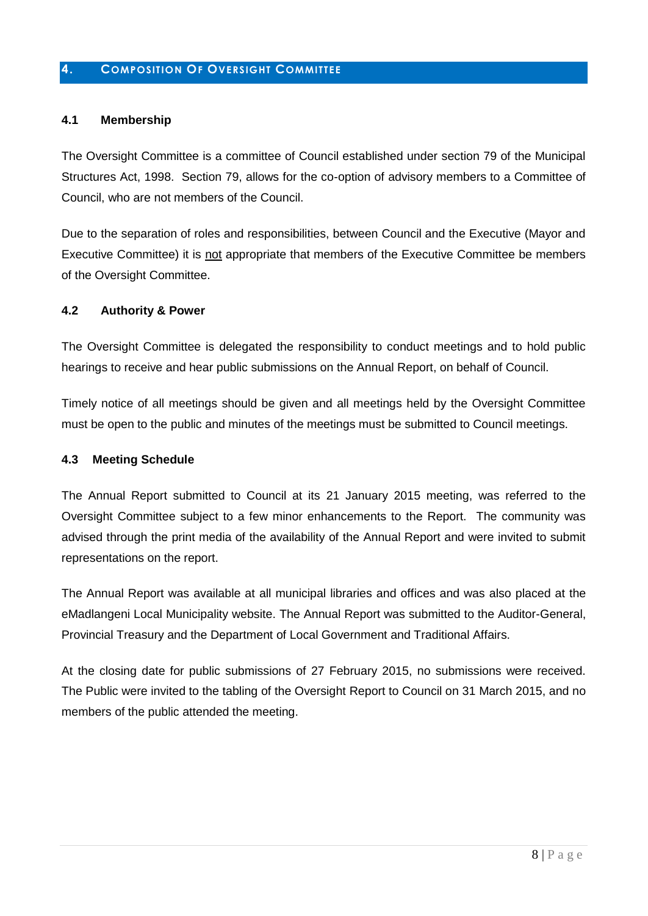## 4. Composition Of Oversight Committee

### 4.1 Membership

The Oversight Committee is a committee of Council established under section 79 of the Municipal Structures Act, 1998. Section 79, allows for the co-option of advisory members to a Committee of Council, who are not members of the Council.

Due to the separation of roles and responsibilities, between Council and the Executive (Mayor and Executive Committee) it is <u>not</u> appropriate that members of the Executive Committee be members of the Oversight Committee.

### 4.2 Authority & Power

The Oversight Committee is delegated the responsibility to conduct meetings and to hold public hearings to receive and hear public submissions on the Annual Report, on behalf of Council.

Timely notice of all meetings should be given and all meetings held by the Oversight Committee must be open to the public and minutes of the meetings must be submitted to Council meetings.

### 4.3 Meeting Schedule

The Annual Report submitted to Council at its 21 January 2015 meeting, was referred to the Oversight Committee subject to a few minor enhancements to the Report. The community was advised through the print media of the availability of the Annual Report and were invited to submit representations on the report.

The Annual Report was available at all municipal libraries and offices and was also placed at the eMadlangeni Local Municipality website. The Annual Report was submitted to the Auditor-General, Provincial Treasury and the Department of Local Government and Traditional Affairs.

At the closing date for public submissions of 27 February 2015, no submissions were received. The Public were invited to the tabling of the Oversight Report to Council on 31 March 2015, and no members of the public attended the meeting.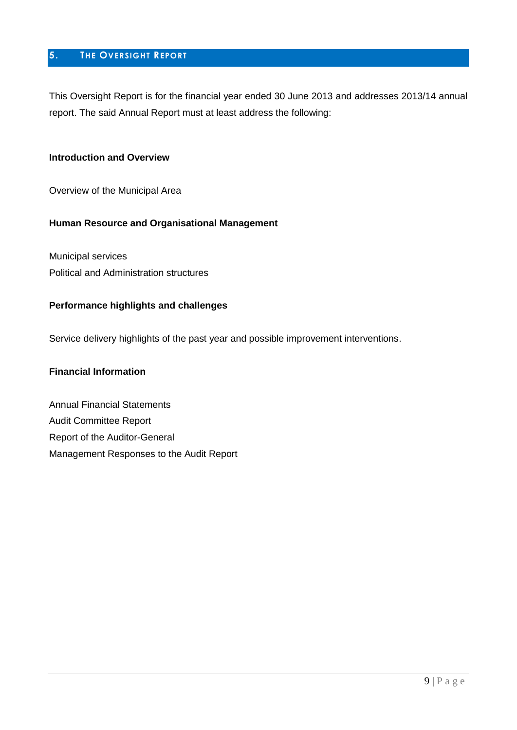## 5. The Oversight Report

This Oversight Report is for the financial year ended 30 June 2013 and addresses 2013/14 annual report. The said Annual Report must at least address the following:

**Introduction and Overview**

Overview of the Municipal Area

**Human Resource and Organisational Management**

Municipal services
Political and Administration structures

**Performance highlights and challenges**

Service delivery highlights of the past year and possible improvement interventions.

**Financial Information**

Annual Financial Statements
Audit Committee Report
Report of the Auditor-General
Management Responses to the Audit Report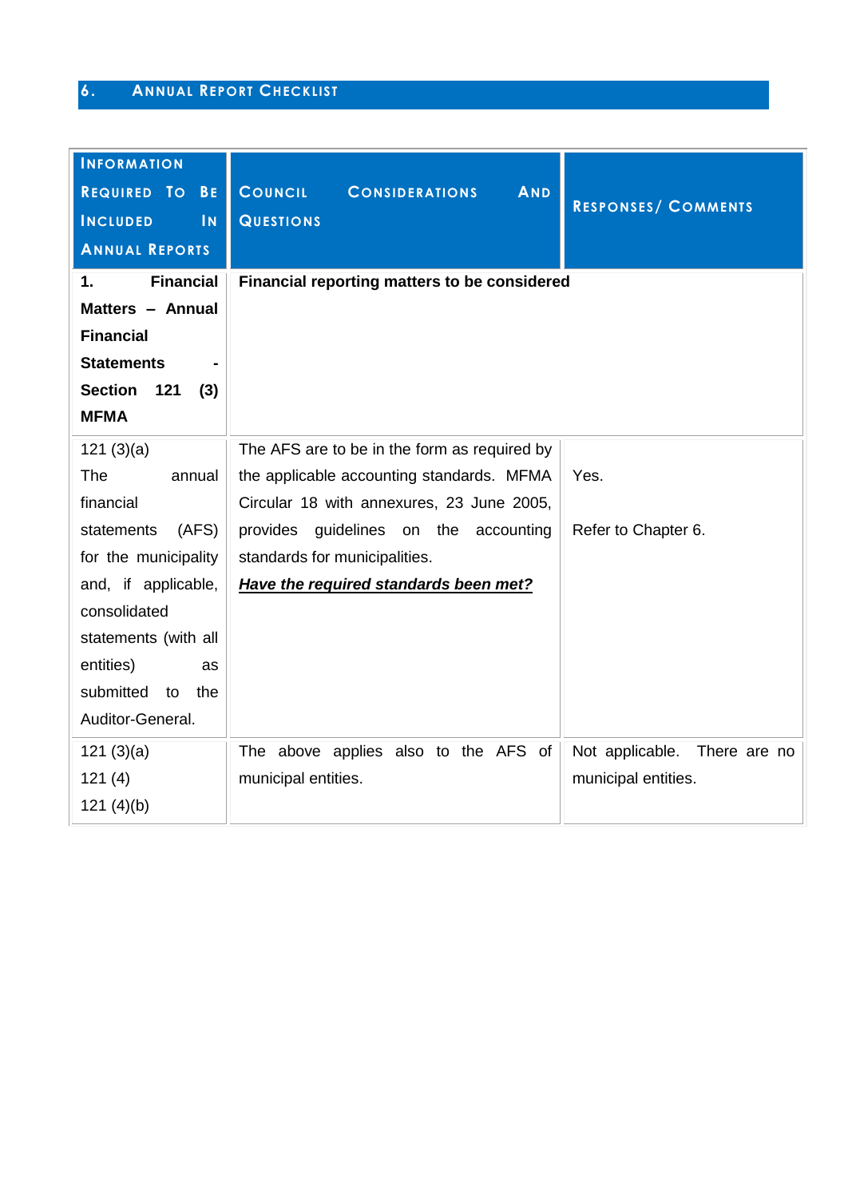## 6. Annual Report Checklist

| Information Required To Be Included In Annual Reports | Council Considerations And Questions | Responses/ Comments |
|---|---|---|
| **1. Financial Matters – Annual Financial Statements - Section 121 (3) MFMA** | **Financial reporting matters to be considered** | |
| 121 (3)(a) The annual financial statements (AFS) for the municipality and, if applicable, consolidated statements (with all entities) as submitted to the Auditor-General. | The AFS are to be in the form as required by the applicable accounting standards. MFMA Circular 18 with annexures, 23 June 2005, provides guidelines on the accounting standards for municipalities. ***Have the required standards been met?*** | Yes. Refer to Chapter 6. |
| 121 (3)(a) 121 (4) 121 (4)(b) | The above applies also to the AFS of municipal entities. | Not applicable. There are no municipal entities. |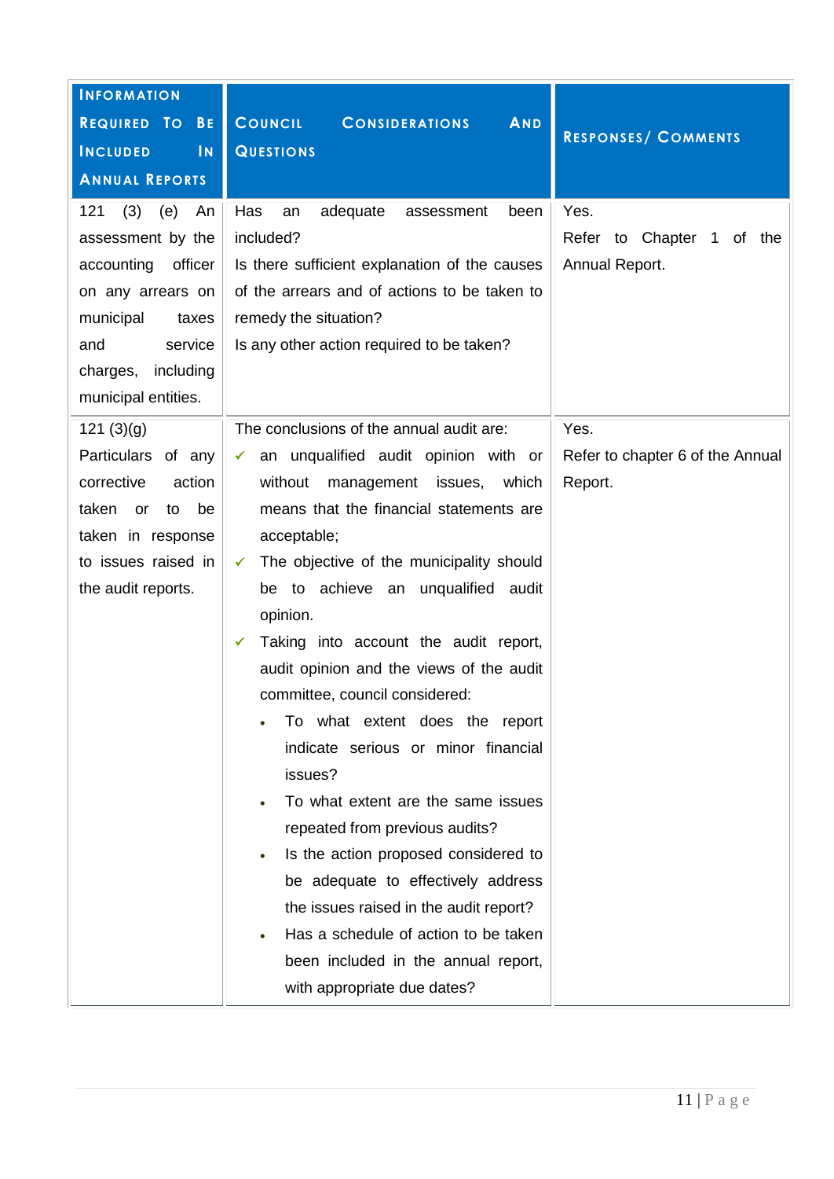| Information Required To Be Included In Annual Reports | Council Considerations And Questions | Responses/ Comments |
|---|---|---|
| 121 (3) (e) An assessment by the accounting officer on any arrears on municipal taxes and service charges, including municipal entities. | Has an adequate assessment been included?<br>Is there sufficient explanation of the causes of the arrears and of actions to be taken to remedy the situation?<br>Is any other action required to be taken? | Yes.<br>Refer to Chapter 1 of the Annual Report. |
| 121 (3)(g)<br>Particulars of any corrective action taken or to be taken in response to issues raised in the audit reports. | The conclusions of the annual audit are:<br>✓ an unqualified audit opinion with or without management issues, which means that the financial statements are acceptable;<br>✓ The objective of the municipality should be to achieve an unqualified audit opinion.<br>✓ Taking into account the audit report, audit opinion and the views of the audit committee, council considered:<br>• To what extent does the report indicate serious or minor financial issues?<br>• To what extent are the same issues repeated from previous audits?<br>• Is the action proposed considered to be adequate to effectively address the issues raised in the audit report?<br>• Has a schedule of action to be taken been included in the annual report, with appropriate due dates? | Yes.<br>Refer to chapter 6 of the Annual Report. |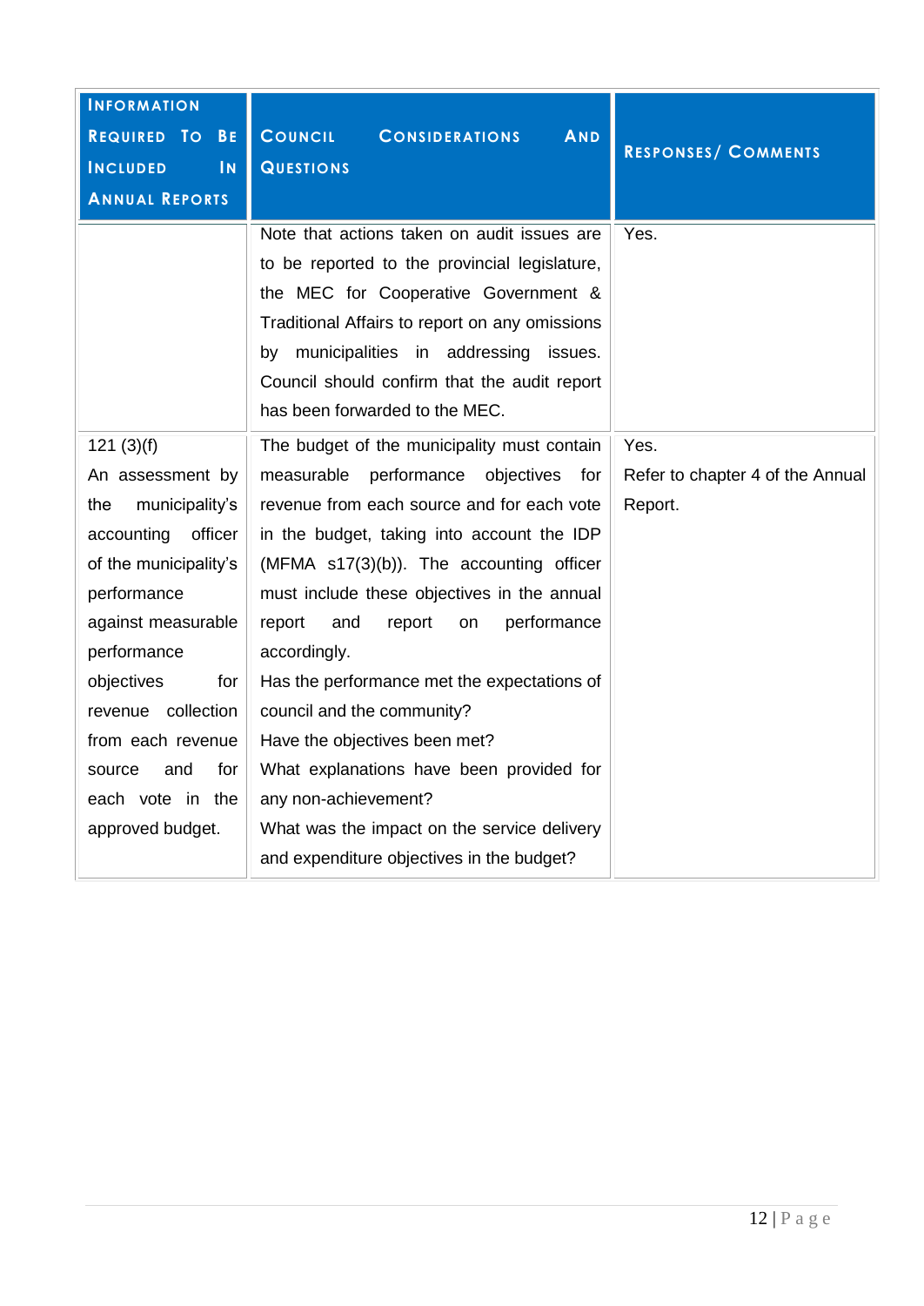| Information Required To Be Included In Annual Reports | Council Considerations And Questions | Responses/ Comments |
|---|---|---|
| | Note that actions taken on audit issues are to be reported to the provincial legislature, the MEC for Cooperative Government & Traditional Affairs to report on any omissions by municipalities in addressing issues. Council should confirm that the audit report has been forwarded to the MEC. | Yes. |
| 121 (3)(f)<br>An assessment by the municipality's accounting officer of the municipality's performance against measurable performance objectives for revenue collection from each revenue source and for each vote in the approved budget. | The budget of the municipality must contain measurable performance objectives for revenue from each source and for each vote in the budget, taking into account the IDP (MFMA s17(3)(b)). The accounting officer must include these objectives in the annual report and report on performance accordingly.<br>Has the performance met the expectations of council and the community?<br>Have the objectives been met?<br>What explanations have been provided for any non-achievement?<br>What was the impact on the service delivery and expenditure objectives in the budget? | Yes.<br>Refer to chapter 4 of the Annual Report. |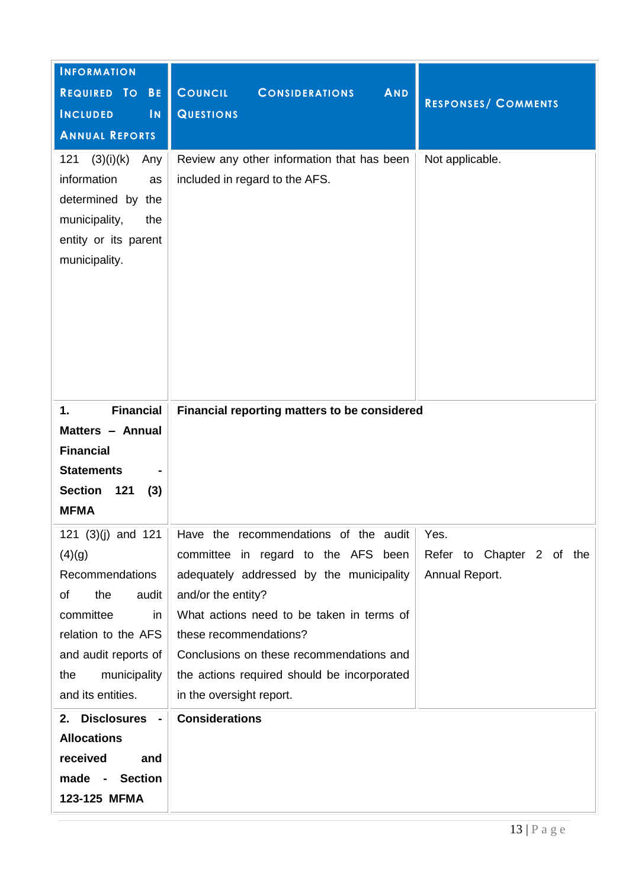| INFORMATION REQUIRED TO BE INCLUDED IN ANNUAL REPORTS | COUNCIL CONSIDERATIONS AND QUESTIONS | RESPONSES/ COMMENTS |
|---|---|---|
| 121 (3)(i)(k) Any information as determined by the municipality, the entity or its parent municipality. | Review any other information that has been included in regard to the AFS. | Not applicable. |
| **1. Financial Matters – Annual Financial Statements - Section 121 (3) MFMA** | **Financial reporting matters to be considered** | |
| 121 (3)(j) and 121 (4)(g) Recommendations of the audit committee in relation to the AFS and audit reports of the municipality and its entities. | Have the recommendations of the audit committee in regard to the AFS been adequately addressed by the municipality and/or the entity?<br>What actions need to be taken in terms of these recommendations?<br>Conclusions on these recommendations and the actions required should be incorporated in the oversight report. | Yes.<br>Refer to Chapter 2 of the Annual Report. |
| **2. Disclosures - Allocations received and made - Section 123-125 MFMA** | **Considerations** | |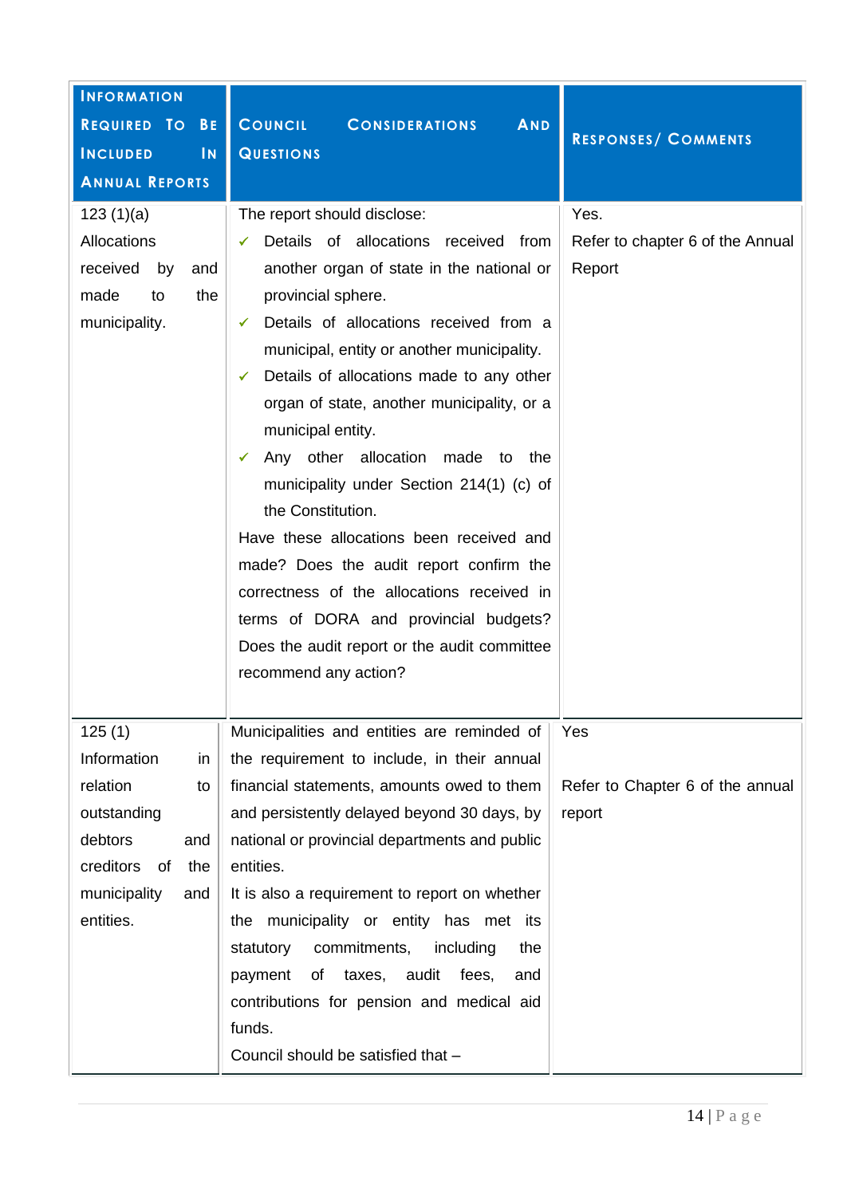| INFORMATION REQUIRED TO BE INCLUDED IN ANNUAL REPORTS | COUNCIL CONSIDERATIONS AND QUESTIONS | RESPONSES/ COMMENTS |
|---|---|---|
| 123 (1)(a) Allocations received by and made to the municipality. | The report should disclose: <br>✓ Details of allocations received from another organ of state in the national or provincial sphere. <br>✓ Details of allocations received from a municipal, entity or another municipality. <br>✓ Details of allocations made to any other organ of state, another municipality, or a municipal entity. <br>✓ Any other allocation made to the municipality under Section 214(1) (c) of the Constitution. <br>Have these allocations been received and made? Does the audit report confirm the correctness of the allocations received in terms of DORA and provincial budgets? Does the audit report or the audit committee recommend any action? | Yes. <br>Refer to chapter 6 of the Annual Report |
| 125 (1) Information in relation to outstanding debtors and creditors of the municipality and entities. | Municipalities and entities are reminded of the requirement to include, in their annual financial statements, amounts owed to them and persistently delayed beyond 30 days, by national or provincial departments and public entities. <br>It is also a requirement to report on whether the municipality or entity has met its statutory commitments, including the payment of taxes, audit fees, and contributions for pension and medical aid funds. <br>Council should be satisfied that – | Yes <br><br>Refer to Chapter 6 of the annual report |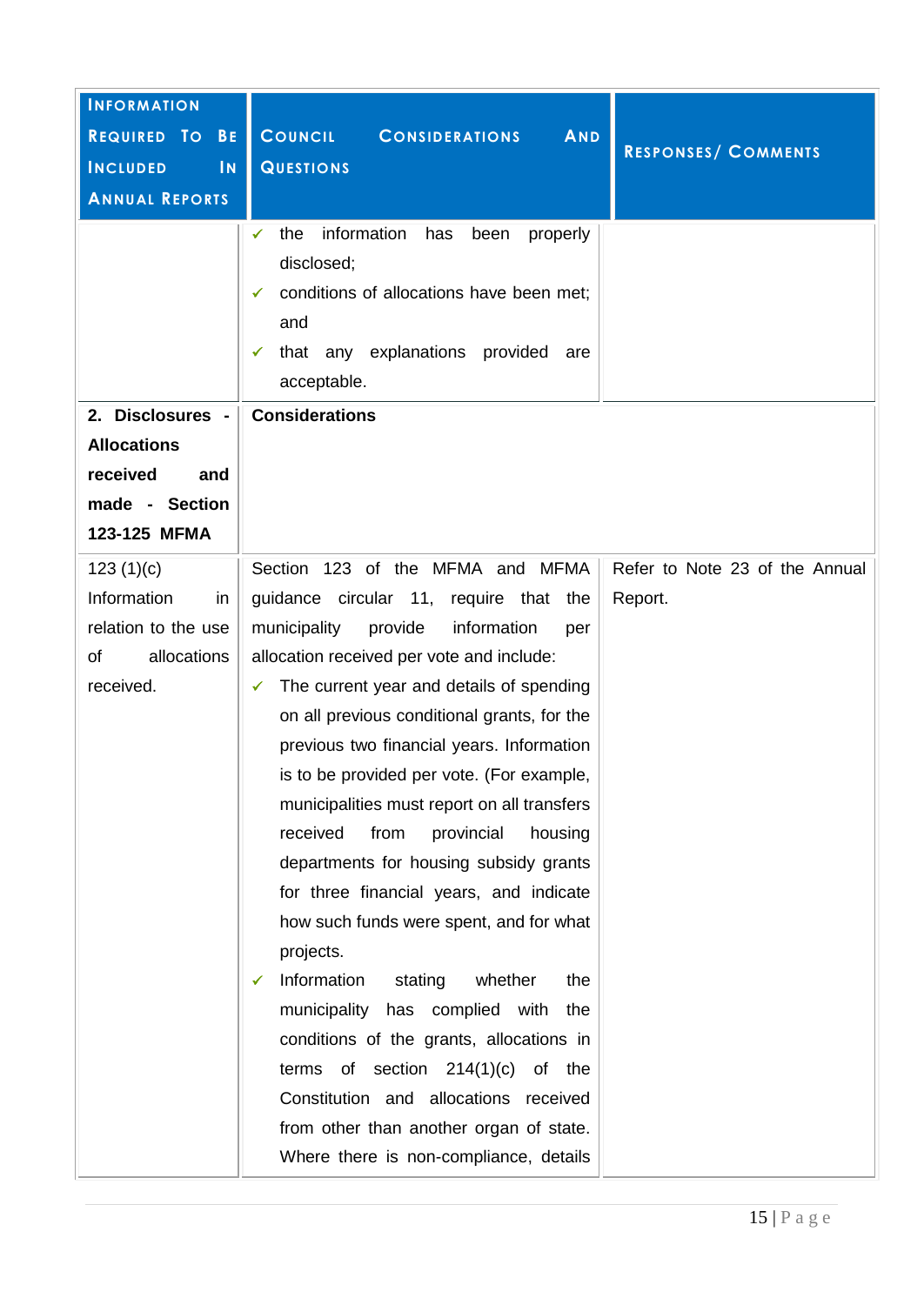| INFORMATION REQUIRED TO BE INCLUDED IN ANNUAL REPORTS | COUNCIL CONSIDERATIONS AND QUESTIONS | RESPONSES/ COMMENTS |
|---|---|---|
| | ✓ the information has been properly disclosed;<br>✓ conditions of allocations have been met; and<br>✓ that any explanations provided are acceptable. | |
| **2. Disclosures - Allocations received and made - Section 123-125 MFMA** | **Considerations** | |
| 123 (1)(c) Information in relation to the use of allocations received. | Section 123 of the MFMA and MFMA guidance circular 11, require that the municipality provide information per allocation received per vote and include:<br>✓ The current year and details of spending on all previous conditional grants, for the previous two financial years. Information is to be provided per vote. (For example, municipalities must report on all transfers received from provincial housing departments for housing subsidy grants for three financial years, and indicate how such funds were spent, and for what projects.<br>✓ Information stating whether the municipality has complied with the conditions of the grants, allocations in terms of section 214(1)(c) of the Constitution and allocations received from other than another organ of state. Where there is non-compliance, details | Refer to Note 23 of the Annual Report. |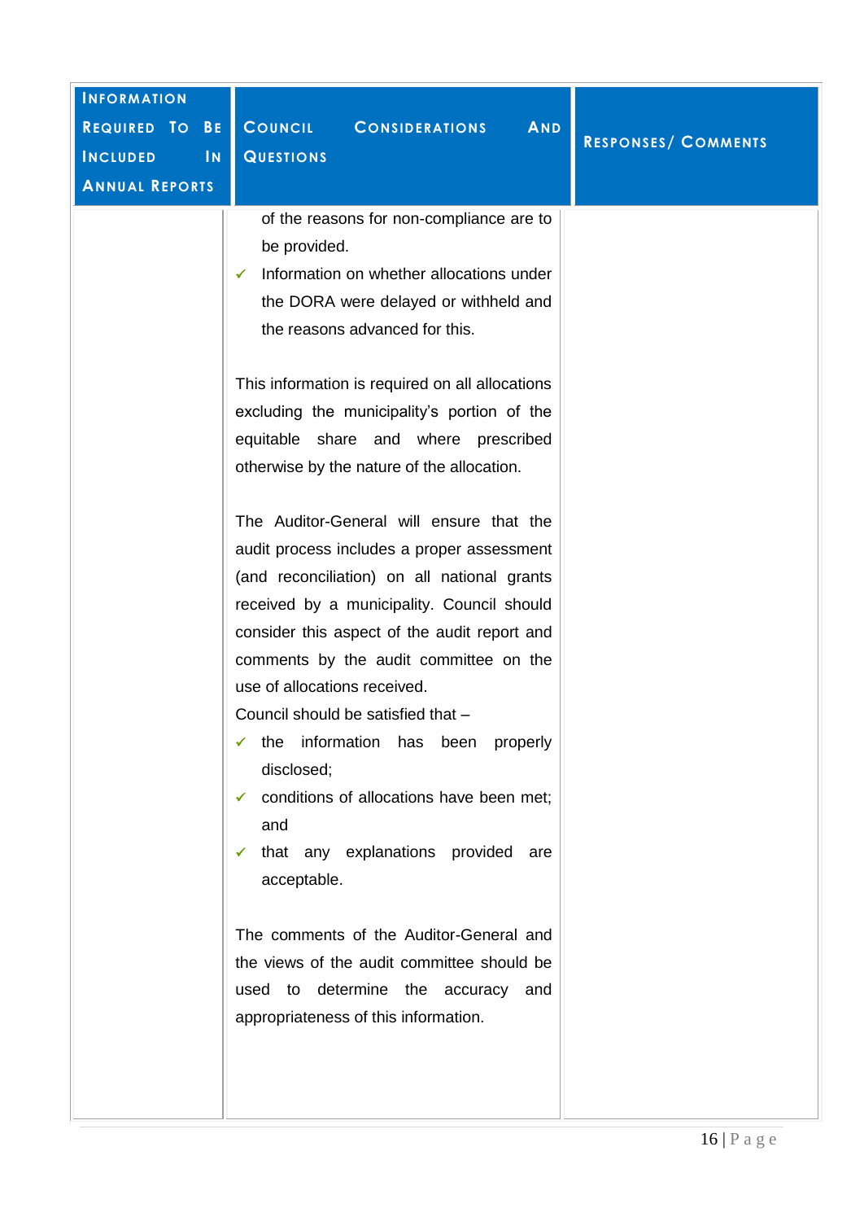| Information Required To Be Included In Annual Reports | Council Considerations And Questions | Responses/ Comments |
|---|---|---|
| | of the reasons for non-compliance are to be provided.<br>✓ Information on whether allocations under the DORA were delayed or withheld and the reasons advanced for this.<br><br>This information is required on all allocations excluding the municipality's portion of the equitable share and where prescribed otherwise by the nature of the allocation.<br><br>The Auditor-General will ensure that the audit process includes a proper assessment (and reconciliation) on all national grants received by a municipality. Council should consider this aspect of the audit report and comments by the audit committee on the use of allocations received.<br>Council should be satisfied that –<br>✓ the information has been properly disclosed;<br>✓ conditions of allocations have been met; and<br>✓ that any explanations provided are acceptable.<br><br>The comments of the Auditor-General and the views of the audit committee should be used to determine the accuracy and appropriateness of this information. | |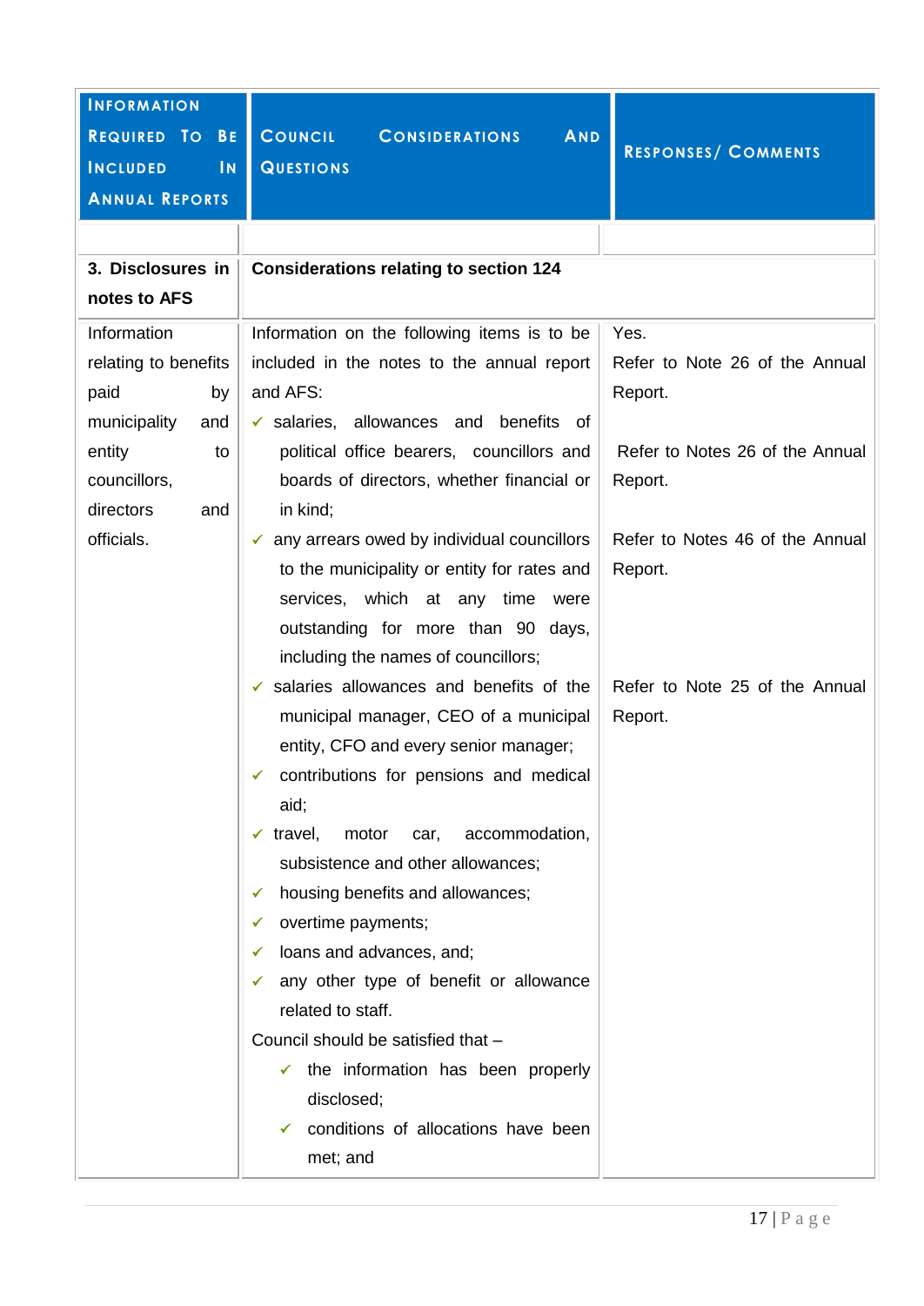| INFORMATION REQUIRED TO BE INCLUDED IN ANNUAL REPORTS | COUNCIL CONSIDERATIONS AND QUESTIONS | RESPONSES/ COMMENTS |
|---|---|---|
| | | |
| **3. Disclosures in notes to AFS** | **Considerations relating to section 124** | |
| Information relating to benefits paid by municipality and entity to councillors, directors and officials. | Information on the following items is to be included in the notes to the annual report and AFS:<br>✓ salaries, allowances and benefits of political office bearers, councillors and boards of directors, whether financial or in kind;<br>✓ any arrears owed by individual councillors to the municipality or entity for rates and services, which at any time were outstanding for more than 90 days, including the names of councillors;<br>✓ salaries allowances and benefits of the municipal manager, CEO of a municipal entity, CFO and every senior manager;<br>✓ contributions for pensions and medical aid;<br>✓ travel, motor car, accommodation, subsistence and other allowances;<br>✓ housing benefits and allowances;<br>✓ overtime payments;<br>✓ loans and advances, and;<br>✓ any other type of benefit or allowance related to staff.<br>Council should be satisfied that –<br>✓ the information has been properly disclosed;<br>✓ conditions of allocations have been met; and | Yes.<br>Refer to Note 26 of the Annual Report.<br><br>Refer to Notes 26 of the Annual Report.<br><br>Refer to Notes 46 of the Annual Report.<br><br>Refer to Note 25 of the Annual Report. |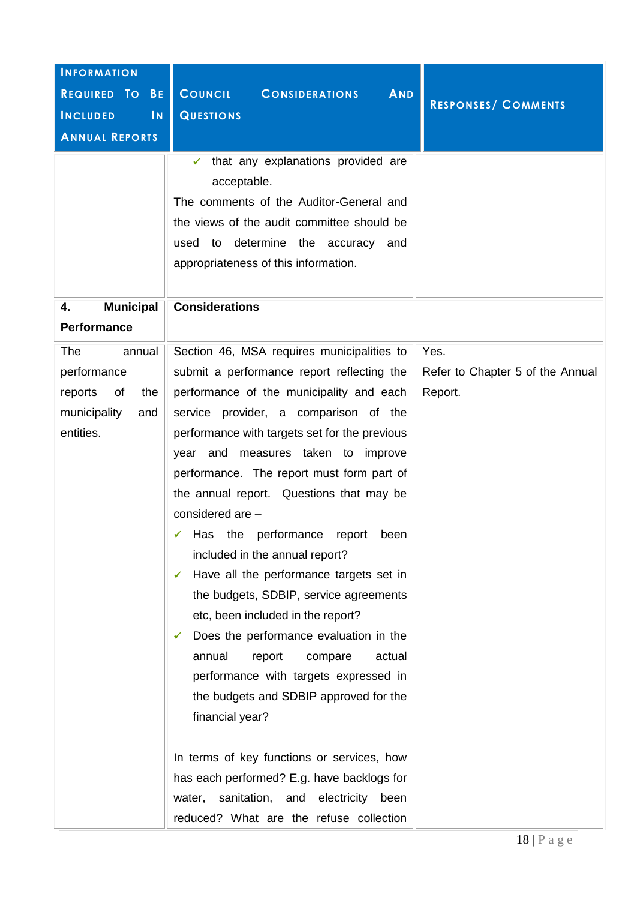| Information Required To Be Included In Annual Reports | Council Considerations And Questions | Responses/ Comments |
|---|---|---|
| | ✓ that any explanations provided are acceptable.<br>The comments of the Auditor-General and the views of the audit committee should be used to determine the accuracy and appropriateness of this information. | |
| **4. Municipal Performance** | **Considerations** | |
| The annual performance reports of the municipality and entities. | Section 46, MSA requires municipalities to submit a performance report reflecting the performance of the municipality and each service provider, a comparison of the performance with targets set for the previous year and measures taken to improve performance. The report must form part of the annual report. Questions that may be considered are –<br>✓ Has the performance report been included in the annual report?<br>✓ Have all the performance targets set in the budgets, SDBIP, service agreements etc, been included in the report?<br>✓ Does the performance evaluation in the annual report compare actual performance with targets expressed in the budgets and SDBIP approved for the financial year?<br><br>In terms of key functions or services, how has each performed? E.g. have backlogs for water, sanitation, and electricity been reduced? What are the refuse collection | Yes.<br>Refer to Chapter 5 of the Annual Report. |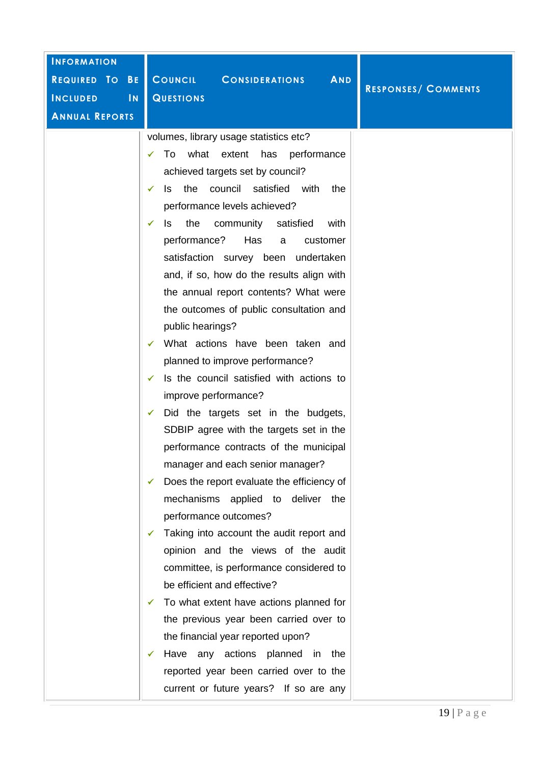| Information Required To Be Included In Annual Reports | Council Considerations And Questions | Responses/ Comments |
| --- | --- | --- |
| | volumes, library usage statistics etc?<br>✓ To what extent has performance achieved targets set by council?<br>✓ Is the council satisfied with the performance levels achieved?<br>✓ Is the community satisfied with performance? Has a customer satisfaction survey been undertaken and, if so, how do the results align with the annual report contents? What were the outcomes of public consultation and public hearings?<br>✓ What actions have been taken and planned to improve performance?<br>✓ Is the council satisfied with actions to improve performance?<br>✓ Did the targets set in the budgets, SDBIP agree with the targets set in the performance contracts of the municipal manager and each senior manager?<br>✓ Does the report evaluate the efficiency of mechanisms applied to deliver the performance outcomes?<br>✓ Taking into account the audit report and opinion and the views of the audit committee, is performance considered to be efficient and effective?<br>✓ To what extent have actions planned for the previous year been carried over to the financial year reported upon?<br>✓ Have any actions planned in the reported year been carried over to the current or future years? If so are any | |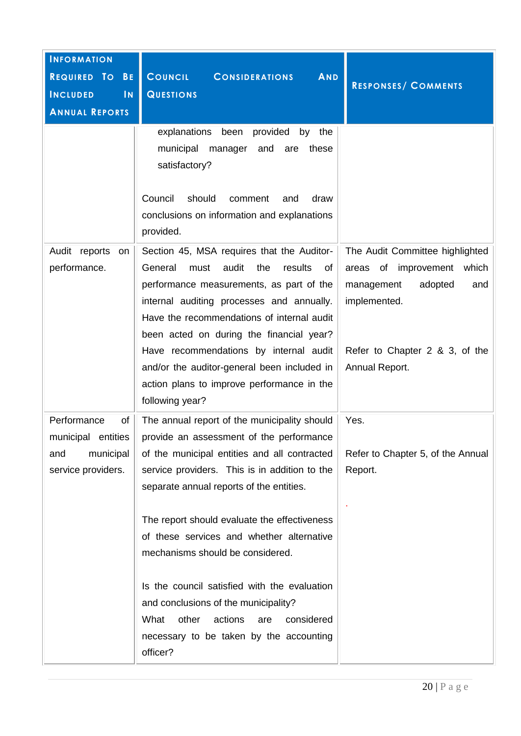| Information Required To Be Included In Annual Reports | Council Considerations And Questions | Responses/ Comments |
|---|---|---|
| | explanations been provided by the municipal manager and are these satisfactory?<br><br>Council should comment and draw conclusions on information and explanations provided. | |
| Audit reports on performance. | Section 45, MSA requires that the Auditor-General must audit the results of performance measurements, as part of the internal auditing processes and annually. Have the recommendations of internal audit been acted on during the financial year? Have recommendations by internal audit and/or the auditor-general been included in action plans to improve performance in the following year? | The Audit Committee highlighted areas of improvement which management adopted and implemented.<br><br>Refer to Chapter 2 & 3, of the Annual Report. |
| Performance of municipal entities and municipal service providers. | The annual report of the municipality should provide an assessment of the performance of the municipal entities and all contracted service providers. This is in addition to the separate annual reports of the entities.<br><br>The report should evaluate the effectiveness of these services and whether alternative mechanisms should be considered.<br><br>Is the council satisfied with the evaluation and conclusions of the municipality?<br>What other actions are considered necessary to be taken by the accounting officer? | Yes.<br><br>Refer to Chapter 5, of the Annual Report.<br><br>. |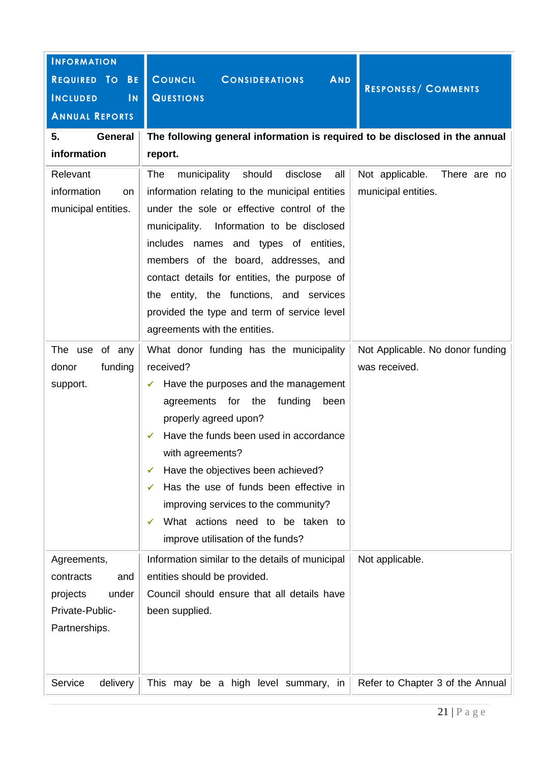| Information Required To Be Included In Annual Reports | Council Considerations And Questions | Responses/ Comments |
|---|---|---|
| **5. General information** | **The following general information is required to be disclosed in the annual report.** | |
| Relevant information on municipal entities. | The municipality should disclose all information relating to the municipal entities under the sole or effective control of the municipality. Information to be disclosed includes names and types of entities, members of the board, addresses, and contact details for entities, the purpose of the entity, the functions, and services provided the type and term of service level agreements with the entities. | Not applicable. There are no municipal entities. |
| The use of any donor funding support. | What donor funding has the municipality received?<br>✓ Have the purposes and the management agreements for the funding been properly agreed upon?<br>✓ Have the funds been used in accordance with agreements?<br>✓ Have the objectives been achieved?<br>✓ Has the use of funds been effective in improving services to the community?<br>✓ What actions need to be taken to improve utilisation of the funds? | Not Applicable. No donor funding was received. |
| Agreements, contracts and projects under Private-Public-Partnerships. | Information similar to the details of municipal entities should be provided.<br>Council should ensure that all details have been supplied. | Not applicable. |
| Service delivery | This may be a high level summary, in | Refer to Chapter 3 of the Annual |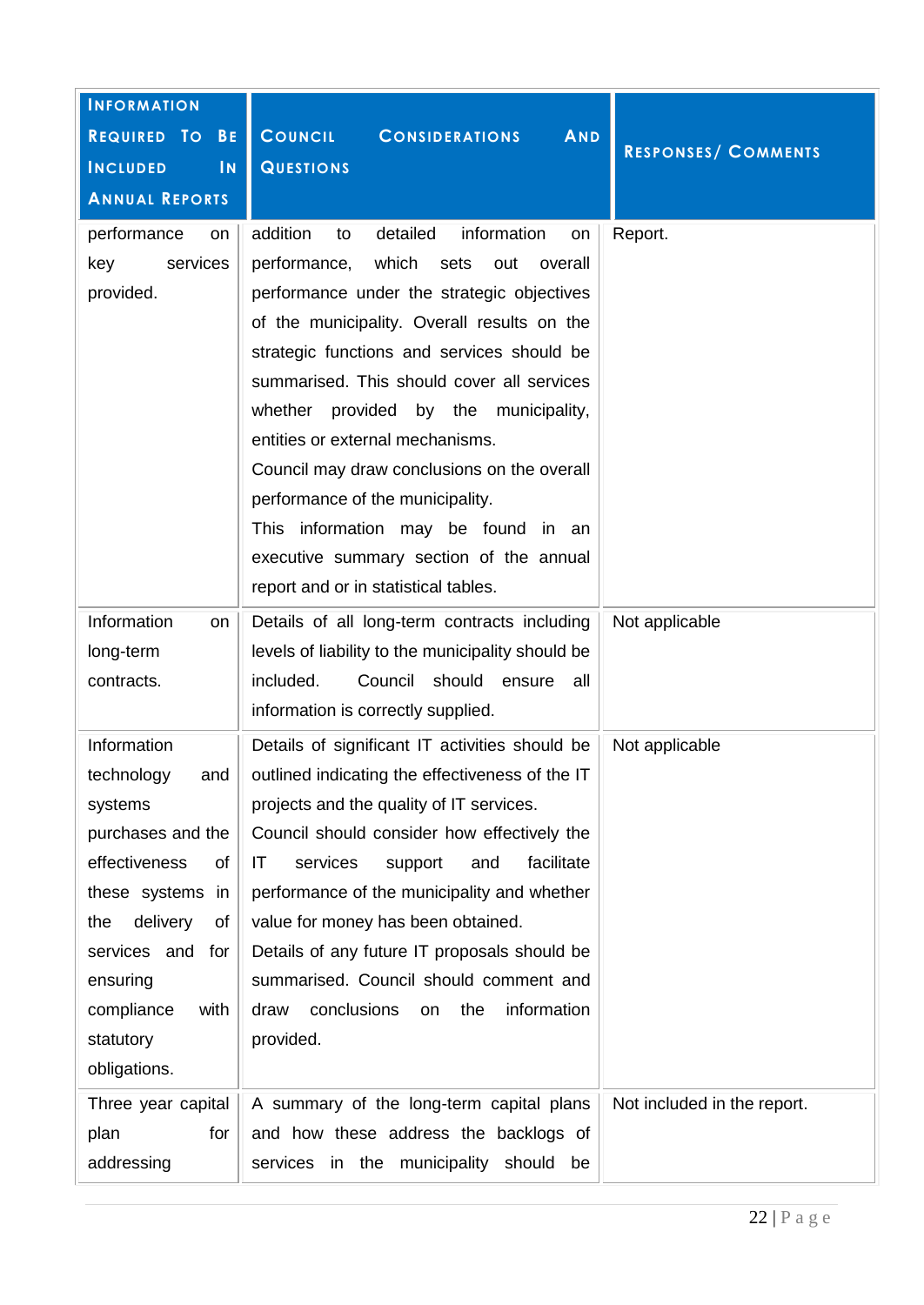| INFORMATION REQUIRED TO BE INCLUDED IN ANNUAL REPORTS | COUNCIL CONSIDERATIONS AND QUESTIONS | RESPONSES/ COMMENTS |
| --- | --- | --- |
| performance on key services provided. | addition to detailed information on performance, which sets out overall performance under the strategic objectives of the municipality. Overall results on the strategic functions and services should be summarised. This should cover all services whether provided by the municipality, entities or external mechanisms.<br>Council may draw conclusions on the overall performance of the municipality.<br>This information may be found in an executive summary section of the annual report and or in statistical tables. | Report. |
| Information on long-term contracts. | Details of all long-term contracts including levels of liability to the municipality should be included. Council should ensure all information is correctly supplied. | Not applicable |
| Information technology and systems purchases and the effectiveness of these systems in the delivery of services and for ensuring compliance with statutory obligations. | Details of significant IT activities should be outlined indicating the effectiveness of the IT projects and the quality of IT services.<br>Council should consider how effectively the IT services support and facilitate performance of the municipality and whether value for money has been obtained.<br>Details of any future IT proposals should be summarised. Council should comment and draw conclusions on the information provided. | Not applicable |
| Three year capital plan for addressing | A summary of the long-term capital plans and how these address the backlogs of services in the municipality should be | Not included in the report. |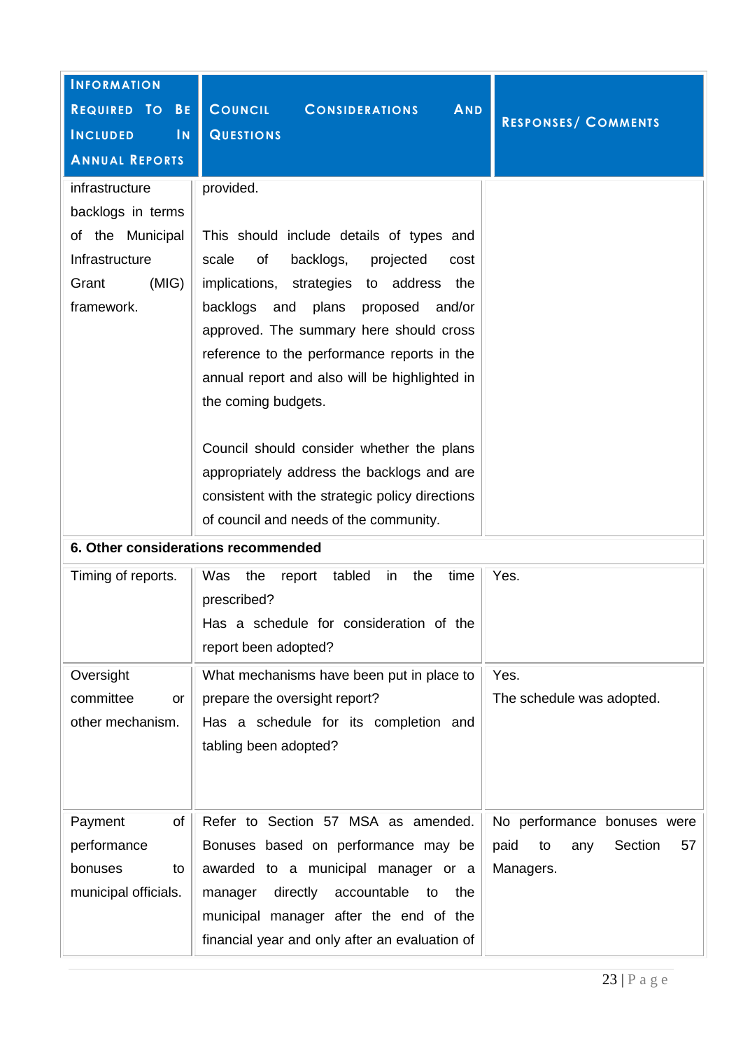| Information Required To Be Included In Annual Reports | Council Considerations And Questions | Responses/ Comments |
|---|---|---|
| infrastructure backlogs in terms of the Municipal Infrastructure Grant (MIG) framework. | provided.<br><br>This should include details of types and scale of backlogs, projected cost implications, strategies to address the backlogs and plans proposed and/or approved. The summary here should cross reference to the performance reports in the annual report and also will be highlighted in the coming budgets.<br><br>Council should consider whether the plans appropriately address the backlogs and are consistent with the strategic policy directions of council and needs of the community. | |
| **6. Other considerations recommended** | | |
| Timing of reports. | Was the report tabled in the time prescribed?<br>Has a schedule for consideration of the report been adopted? | Yes. |
| Oversight committee or other mechanism. | What mechanisms have been put in place to prepare the oversight report?<br>Has a schedule for its completion and tabling been adopted? | Yes.<br>The schedule was adopted. |
| Payment of performance bonuses to municipal officials. | Refer to Section 57 MSA as amended. Bonuses based on performance may be awarded to a municipal manager or a manager directly accountable to the municipal manager after the end of the financial year and only after an evaluation of | No performance bonuses were paid to any Section 57 Managers. |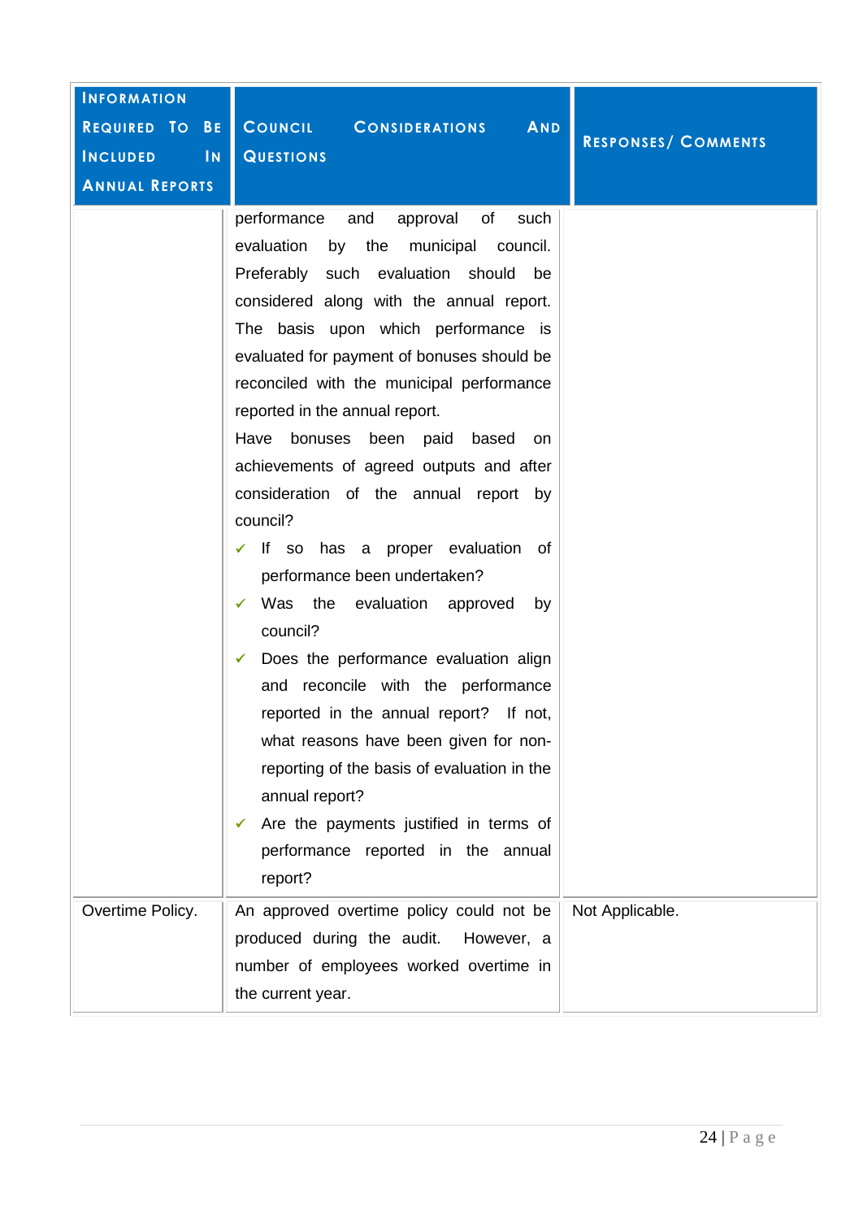| INFORMATION REQUIRED TO BE INCLUDED IN ANNUAL REPORTS | COUNCIL CONSIDERATIONS AND QUESTIONS | RESPONSES/ COMMENTS |
|---|---|---|
| | performance and approval of such evaluation by the municipal council. Preferably such evaluation should be considered along with the annual report. The basis upon which performance is evaluated for payment of bonuses should be reconciled with the municipal performance reported in the annual report.<br>Have bonuses been paid based on achievements of agreed outputs and after consideration of the annual report by council?<br>✓ If so has a proper evaluation of performance been undertaken?<br>✓ Was the evaluation approved by council?<br>✓ Does the performance evaluation align and reconcile with the performance reported in the annual report? If not, what reasons have been given for non-reporting of the basis of evaluation in the annual report?<br>✓ Are the payments justified in terms of performance reported in the annual report? | |
| Overtime Policy. | An approved overtime policy could not be produced during the audit. However, a number of employees worked overtime in the current year. | Not Applicable. |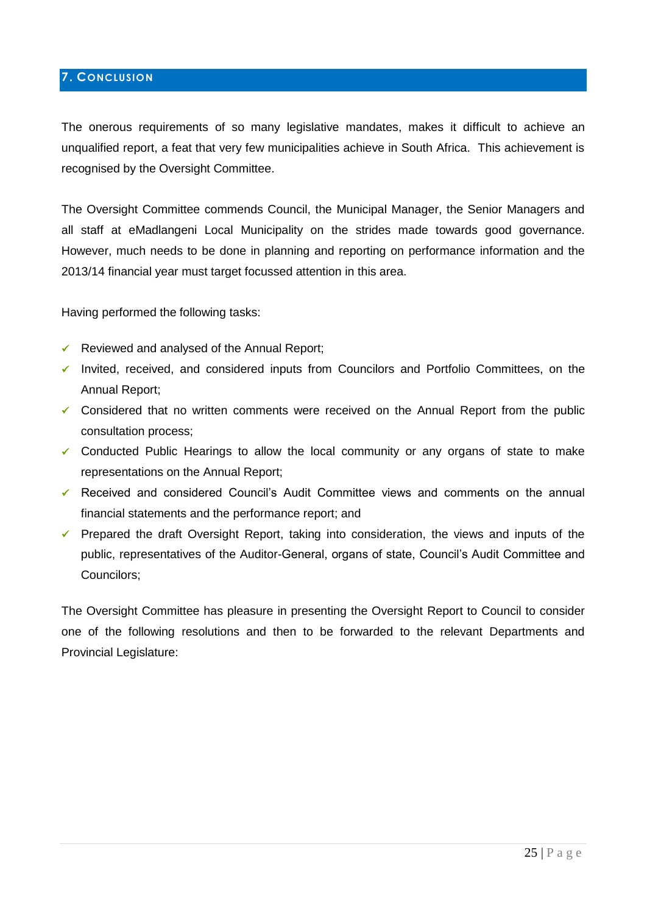## 7. Conclusion

The onerous requirements of so many legislative mandates, makes it difficult to achieve an unqualified report, a feat that very few municipalities achieve in South Africa. This achievement is recognised by the Oversight Committee.

The Oversight Committee commends Council, the Municipal Manager, the Senior Managers and all staff at eMadlangeni Local Municipality on the strides made towards good governance. However, much needs to be done in planning and reporting on performance information and the 2013/14 financial year must target focussed attention in this area.

Having performed the following tasks:

- ✓ Reviewed and analysed of the Annual Report;
- ✓ Invited, received, and considered inputs from Councilors and Portfolio Committees, on the Annual Report;
- ✓ Considered that no written comments were received on the Annual Report from the public consultation process;
- ✓ Conducted Public Hearings to allow the local community or any organs of state to make representations on the Annual Report;
- ✓ Received and considered Council's Audit Committee views and comments on the annual financial statements and the performance report; and
- ✓ Prepared the draft Oversight Report, taking into consideration, the views and inputs of the public, representatives of the Auditor-General, organs of state, Council's Audit Committee and Councilors;

The Oversight Committee has pleasure in presenting the Oversight Report to Council to consider one of the following resolutions and then to be forwarded to the relevant Departments and Provincial Legislature: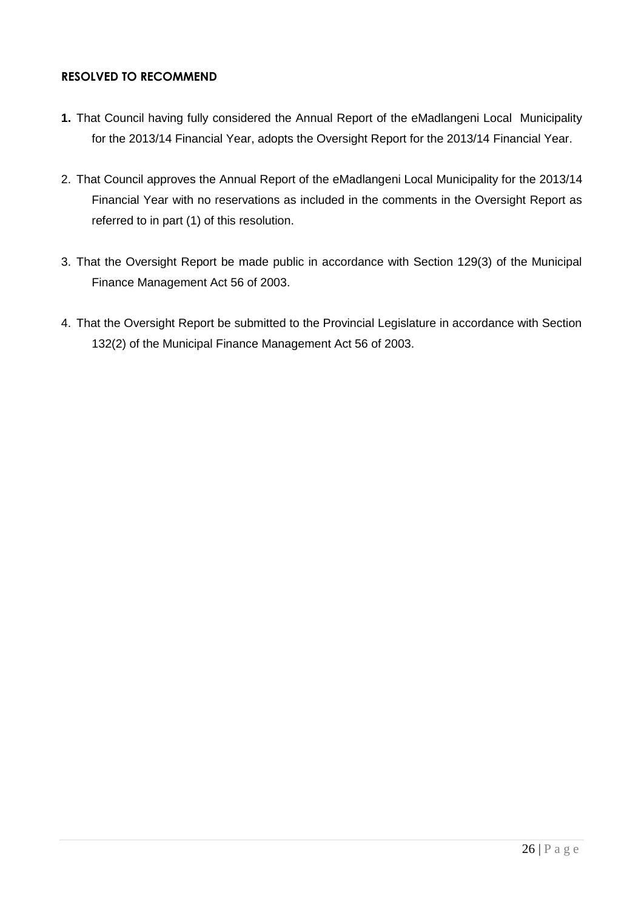**RESOLVED TO RECOMMEND**

**1.** That Council having fully considered the Annual Report of the eMadlangeni Local Municipality for the 2013/14 Financial Year, adopts the Oversight Report for the 2013/14 Financial Year.

2. That Council approves the Annual Report of the eMadlangeni Local Municipality for the 2013/14 Financial Year with no reservations as included in the comments in the Oversight Report as referred to in part (1) of this resolution.

3. That the Oversight Report be made public in accordance with Section 129(3) of the Municipal Finance Management Act 56 of 2003.

4. That the Oversight Report be submitted to the Provincial Legislature in accordance with Section 132(2) of the Municipal Finance Management Act 56 of 2003.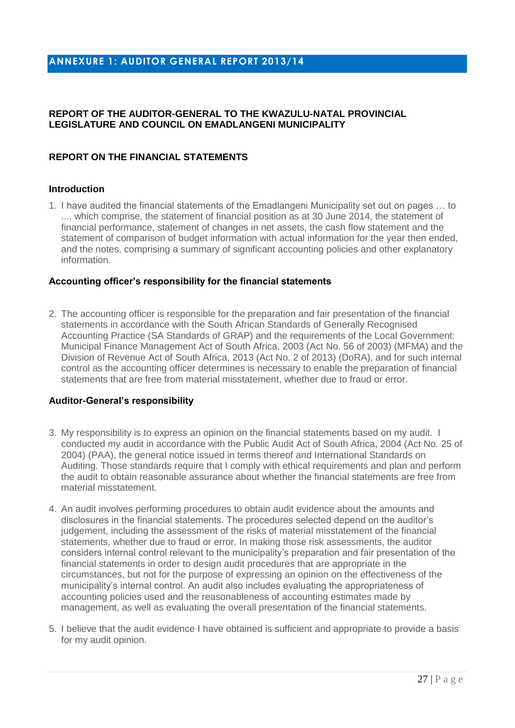# ANNEXURE 1: AUDITOR GENERAL REPORT 2013/14

**REPORT OF THE AUDITOR-GENERAL TO THE KWAZULU-NATAL PROVINCIAL LEGISLATURE AND COUNCIL ON EMADLANGENI MUNICIPALITY**

## REPORT ON THE FINANCIAL STATEMENTS

### Introduction

1. I have audited the financial statements of the Emadlangeni Municipality set out on pages … to ..., which comprise, the statement of financial position as at 30 June 2014, the statement of financial performance, statement of changes in net assets, the cash flow statement and the statement of comparison of budget information with actual information for the year then ended, and the notes, comprising a summary of significant accounting policies and other explanatory information.

### Accounting officer's responsibility for the financial statements

2. The accounting officer is responsible for the preparation and fair presentation of the financial statements in accordance with the South African Standards of Generally Recognised Accounting Practice (SA Standards of GRAP) and the requirements of the Local Government: Municipal Finance Management Act of South Africa, 2003 (Act No. 56 of 2003) (MFMA) and the Division of Revenue Act of South Africa, 2013 (Act No. 2 of 2013) (DoRA), and for such internal control as the accounting officer determines is necessary to enable the preparation of financial statements that are free from material misstatement, whether due to fraud or error.

### Auditor-General's responsibility

3. My responsibility is to express an opinion on the financial statements based on my audit. I conducted my audit in accordance with the Public Audit Act of South Africa, 2004 (Act No. 25 of 2004) (PAA), the general notice issued in terms thereof and International Standards on Auditing. Those standards require that I comply with ethical requirements and plan and perform the audit to obtain reasonable assurance about whether the financial statements are free from material misstatement.

4. An audit involves performing procedures to obtain audit evidence about the amounts and disclosures in the financial statements. The procedures selected depend on the auditor's judgement, including the assessment of the risks of material misstatement of the financial statements, whether due to fraud or error. In making those risk assessments, the auditor considers internal control relevant to the municipality's preparation and fair presentation of the financial statements in order to design audit procedures that are appropriate in the circumstances, but not for the purpose of expressing an opinion on the effectiveness of the municipality's internal control. An audit also includes evaluating the appropriateness of accounting policies used and the reasonableness of accounting estimates made by management, as well as evaluating the overall presentation of the financial statements.

5. I believe that the audit evidence I have obtained is sufficient and appropriate to provide a basis for my audit opinion.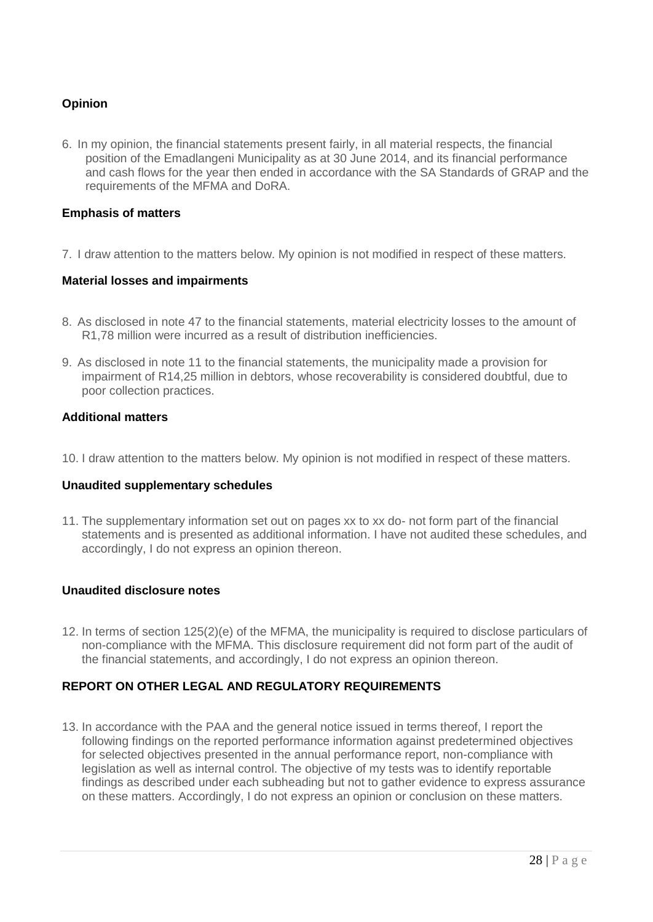### Opinion

6. In my opinion, the financial statements present fairly, in all material respects, the financial position of the Emadlangeni Municipality as at 30 June 2014, and its financial performance and cash flows for the year then ended in accordance with the SA Standards of GRAP and the requirements of the MFMA and DoRA.

### Emphasis of matters

7. I draw attention to the matters below. My opinion is not modified in respect of these matters.

### Material losses and impairments

8. As disclosed in note 47 to the financial statements, material electricity losses to the amount of R1,78 million were incurred as a result of distribution inefficiencies.

9. As disclosed in note 11 to the financial statements, the municipality made a provision for impairment of R14,25 million in debtors, whose recoverability is considered doubtful, due to poor collection practices.

### Additional matters

10. I draw attention to the matters below. My opinion is not modified in respect of these matters.

### Unaudited supplementary schedules

11. The supplementary information set out on pages xx to xx do- not form part of the financial statements and is presented as additional information. I have not audited these schedules, and accordingly, I do not express an opinion thereon.

### Unaudited disclosure notes

12. In terms of section 125(2)(e) of the MFMA, the municipality is required to disclose particulars of non-compliance with the MFMA. This disclosure requirement did not form part of the audit of the financial statements, and accordingly, I do not express an opinion thereon.

## REPORT ON OTHER LEGAL AND REGULATORY REQUIREMENTS

13. In accordance with the PAA and the general notice issued in terms thereof, I report the following findings on the reported performance information against predetermined objectives for selected objectives presented in the annual performance report, non-compliance with legislation as well as internal control. The objective of my tests was to identify reportable findings as described under each subheading but not to gather evidence to express assurance on these matters. Accordingly, I do not express an opinion or conclusion on these matters.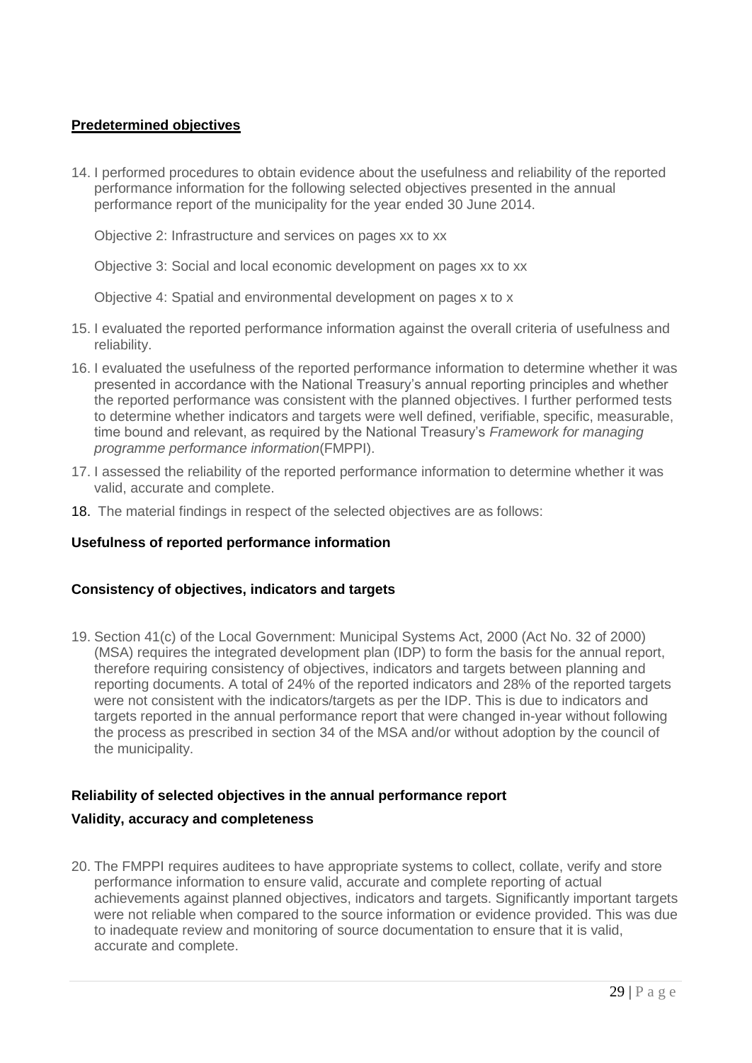## Predetermined objectives

14. I performed procedures to obtain evidence about the usefulness and reliability of the reported performance information for the following selected objectives presented in the annual performance report of the municipality for the year ended 30 June 2014.

    Objective 2: Infrastructure and services on pages xx to xx

    Objective 3: Social and local economic development on pages xx to xx

    Objective 4: Spatial and environmental development on pages x to x

15. I evaluated the reported performance information against the overall criteria of usefulness and reliability.

16. I evaluated the usefulness of the reported performance information to determine whether it was presented in accordance with the National Treasury's annual reporting principles and whether the reported performance was consistent with the planned objectives. I further performed tests to determine whether indicators and targets were well defined, verifiable, specific, measurable, time bound and relevant, as required by the National Treasury's *Framework for managing programme performance information*(FMPPI).

17. I assessed the reliability of the reported performance information to determine whether it was valid, accurate and complete.

18. The material findings in respect of the selected objectives are as follows:

### Usefulness of reported performance information

### Consistency of objectives, indicators and targets

19. Section 41(c) of the Local Government: Municipal Systems Act, 2000 (Act No. 32 of 2000) (MSA) requires the integrated development plan (IDP) to form the basis for the annual report, therefore requiring consistency of objectives, indicators and targets between planning and reporting documents. A total of 24% of the reported indicators and 28% of the reported targets were not consistent with the indicators/targets as per the IDP. This is due to indicators and targets reported in the annual performance report that were changed in-year without following the process as prescribed in section 34 of the MSA and/or without adoption by the council of the municipality.

### Reliability of selected objectives in the annual performance report

### Validity, accuracy and completeness

20. The FMPPI requires auditees to have appropriate systems to collect, collate, verify and store performance information to ensure valid, accurate and complete reporting of actual achievements against planned objectives, indicators and targets. Significantly important targets were not reliable when compared to the source information or evidence provided. This was due to inadequate review and monitoring of source documentation to ensure that it is valid, accurate and complete.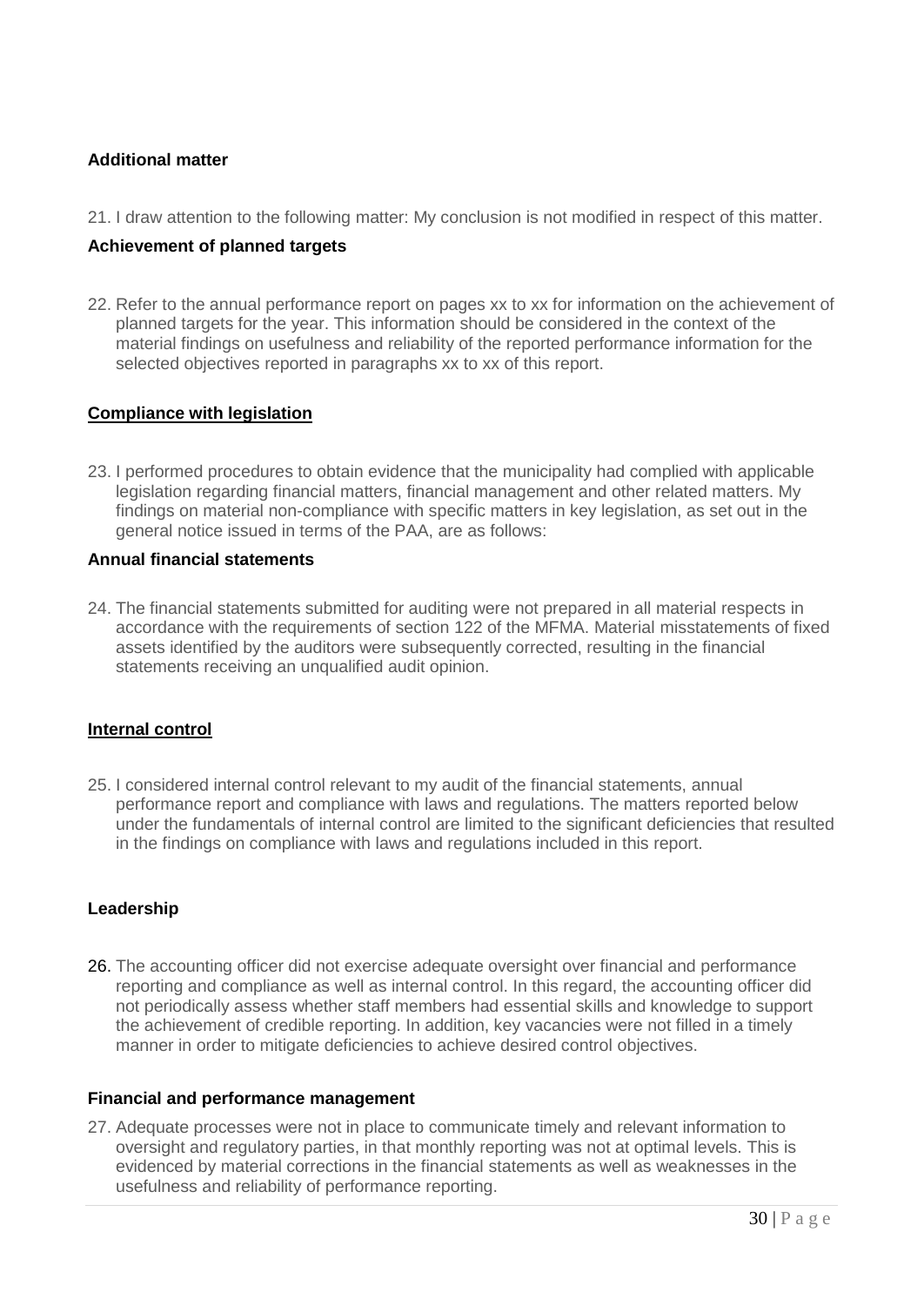#### Additional matter

21. I draw attention to the following matter: My conclusion is not modified in respect of this matter.

#### Achievement of planned targets

22. Refer to the annual performance report on pages xx to xx for information on the achievement of planned targets for the year. This information should be considered in the context of the material findings on usefulness and reliability of the reported performance information for the selected objectives reported in paragraphs xx to xx of this report.

### Compliance with legislation

23. I performed procedures to obtain evidence that the municipality had complied with applicable legislation regarding financial matters, financial management and other related matters. My findings on material non-compliance with specific matters in key legislation, as set out in the general notice issued in terms of the PAA, are as follows:

#### Annual financial statements

24. The financial statements submitted for auditing were not prepared in all material respects in accordance with the requirements of section 122 of the MFMA. Material misstatements of fixed assets identified by the auditors were subsequently corrected, resulting in the financial statements receiving an unqualified audit opinion.

### Internal control

25. I considered internal control relevant to my audit of the financial statements, annual performance report and compliance with laws and regulations. The matters reported below under the fundamentals of internal control are limited to the significant deficiencies that resulted in the findings on compliance with laws and regulations included in this report.

#### Leadership

26. The accounting officer did not exercise adequate oversight over financial and performance reporting and compliance as well as internal control. In this regard, the accounting officer did not periodically assess whether staff members had essential skills and knowledge to support the achievement of credible reporting. In addition, key vacancies were not filled in a timely manner in order to mitigate deficiencies to achieve desired control objectives.

#### Financial and performance management

27. Adequate processes were not in place to communicate timely and relevant information to oversight and regulatory parties, in that monthly reporting was not at optimal levels. This is evidenced by material corrections in the financial statements as well as weaknesses in the usefulness and reliability of performance reporting.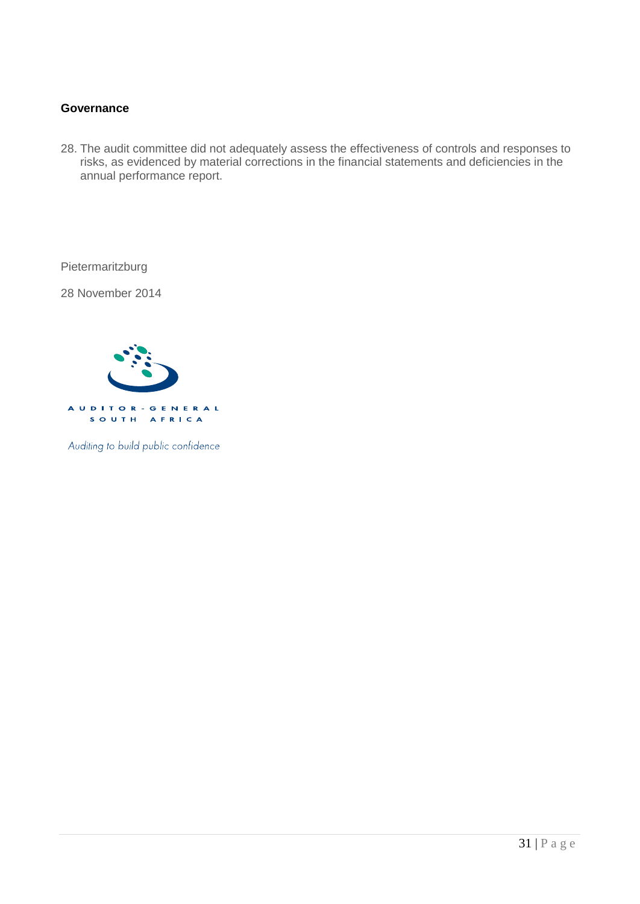**Governance**

28. The audit committee did not adequately assess the effectiveness of controls and responses to risks, as evidenced by material corrections in the financial statements and deficiencies in the annual performance report.

Pietermaritzburg

28 November 2014

AUDITOR-GENERAL
SOUTH AFRICA

*Auditing to build public confidence*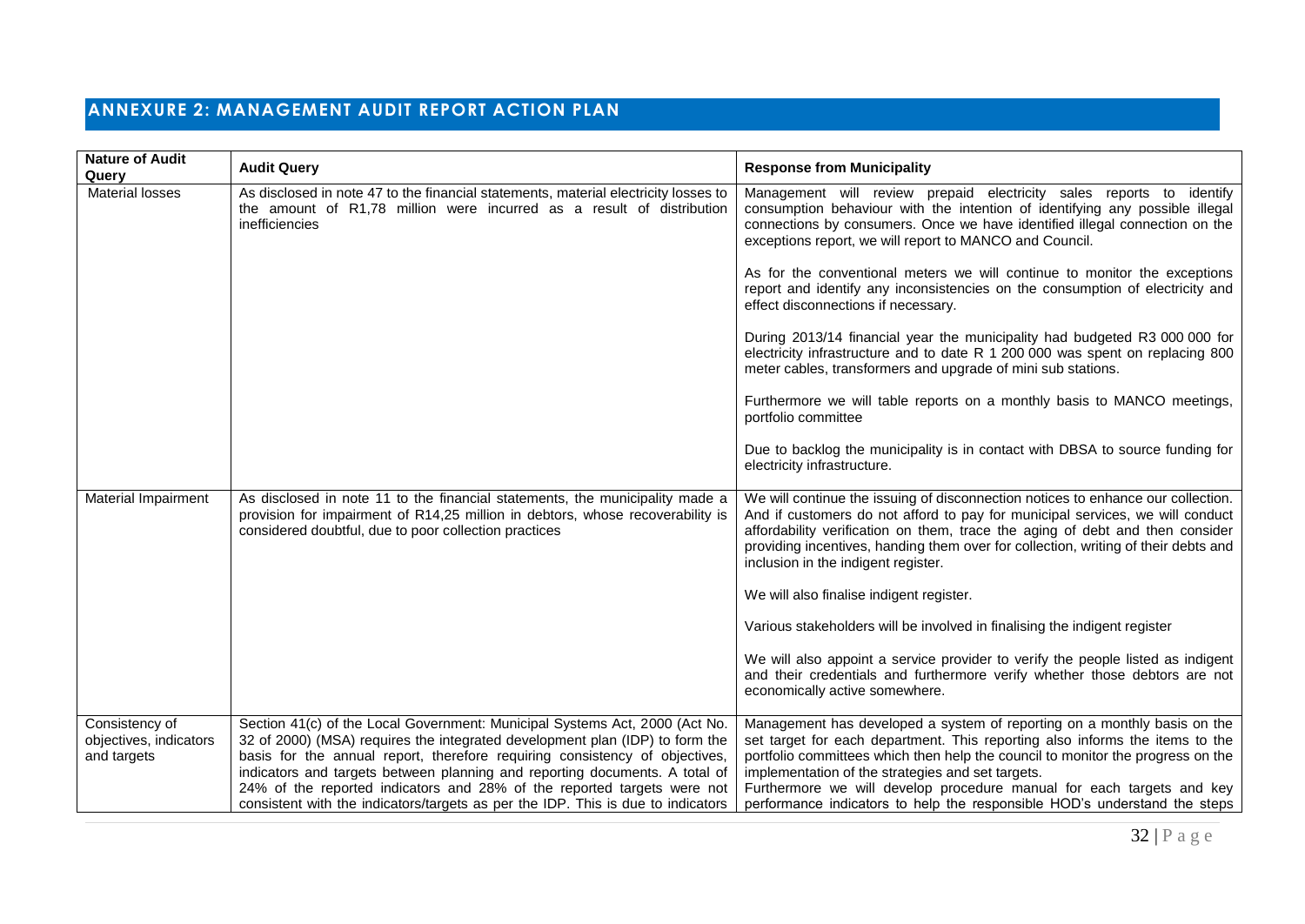## ANNEXURE 2: MANAGEMENT AUDIT REPORT ACTION PLAN

| Nature of Audit Query | Audit Query | Response from Municipality |
|---|---|---|
| Material losses | As disclosed in note 47 to the financial statements, material electricity losses to the amount of R1,78 million were incurred as a result of distribution inefficiencies | Management will review prepaid electricity sales reports to identify consumption behaviour with the intention of identifying any possible illegal connections by consumers. Once we have identified illegal connection on the exceptions report, we will report to MANCO and Council.<br><br>As for the conventional meters we will continue to monitor the exceptions report and identify any inconsistencies on the consumption of electricity and effect disconnections if necessary.<br><br>During 2013/14 financial year the municipality had budgeted R3 000 000 for electricity infrastructure and to date R 1 200 000 was spent on replacing 800 meter cables, transformers and upgrade of mini sub stations.<br><br>Furthermore we will table reports on a monthly basis to MANCO meetings, portfolio committee<br><br>Due to backlog the municipality is in contact with DBSA to source funding for electricity infrastructure. |
| Material Impairment | As disclosed in note 11 to the financial statements, the municipality made a provision for impairment of R14,25 million in debtors, whose recoverability is considered doubtful, due to poor collection practices | We will continue the issuing of disconnection notices to enhance our collection. And if customers do not afford to pay for municipal services, we will conduct affordability verification on them, trace the aging of debt and then consider providing incentives, handing them over for collection, writing of their debts and inclusion in the indigent register.<br><br>We will also finalise indigent register.<br><br>Various stakeholders will be involved in finalising the indigent register<br><br>We will also appoint a service provider to verify the people listed as indigent and their credentials and furthermore verify whether those debtors are not economically active somewhere. |
| Consistency of objectives, indicators and targets | Section 41(c) of the Local Government: Municipal Systems Act, 2000 (Act No. 32 of 2000) (MSA) requires the integrated development plan (IDP) to form the basis for the annual report, therefore requiring consistency of objectives, indicators and targets between planning and reporting documents. A total of 24% of the reported indicators and 28% of the reported targets were not consistent with the indicators/targets as per the IDP. This is due to indicators | Management has developed a system of reporting on a monthly basis on the set target for each department. This reporting also informs the items to the portfolio committees which then help the council to monitor the progress on the implementation of the strategies and set targets.<br>Furthermore we will develop procedure manual for each targets and key performance indicators to help the responsible HOD's understand the steps |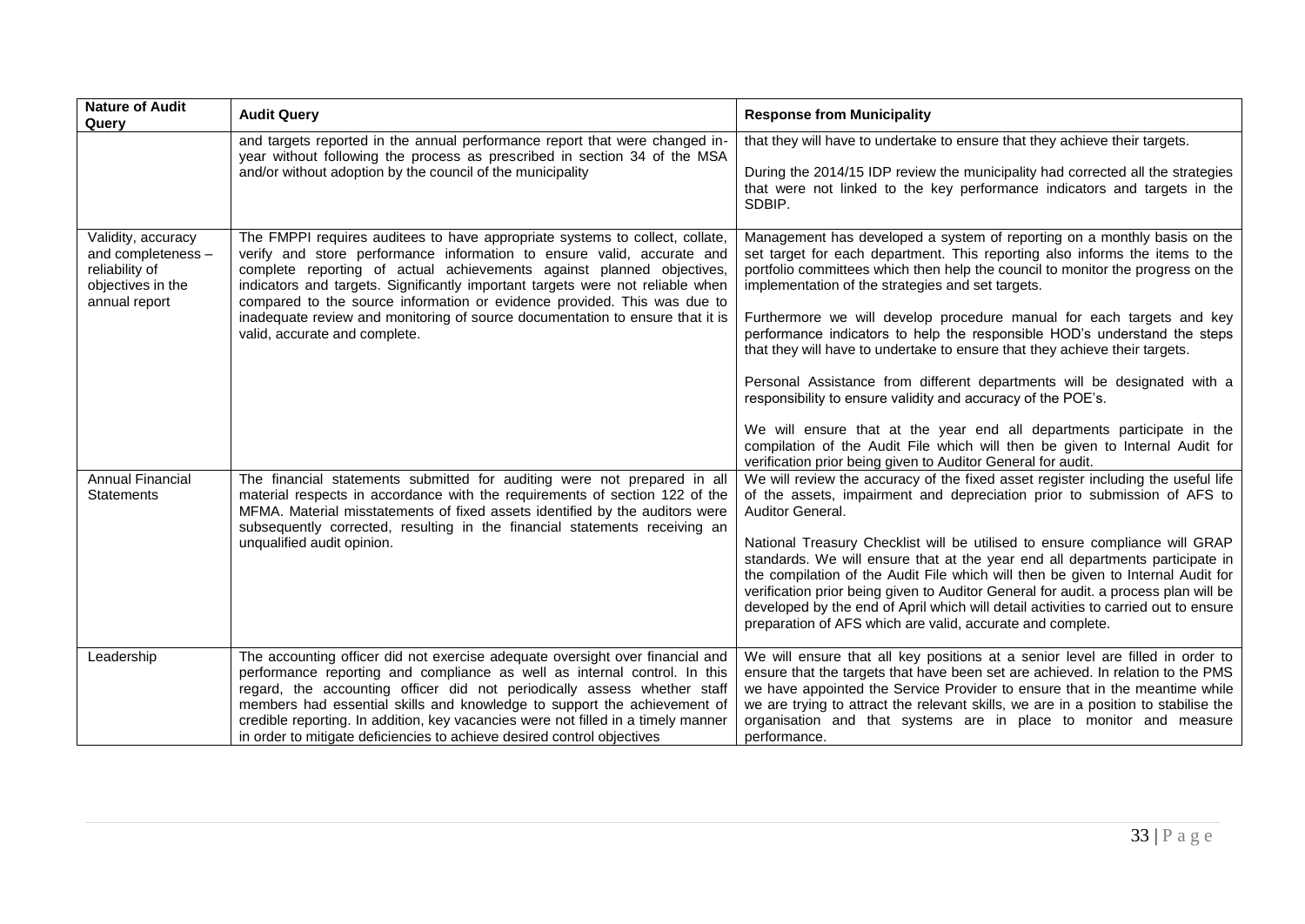| Nature of Audit Query | Audit Query | Response from Municipality |
|---|---|---|
| | and targets reported in the annual performance report that were changed in-year without following the process as prescribed in section 34 of the MSA and/or without adoption by the council of the municipality | that they will have to undertake to ensure that they achieve their targets.<br><br>During the 2014/15 IDP review the municipality had corrected all the strategies that were not linked to the key performance indicators and targets in the SDBIP. |
| Validity, accuracy and completeness – reliability of objectives in the annual report | The FMPPI requires auditees to have appropriate systems to collect, collate, verify and store performance information to ensure valid, accurate and complete reporting of actual achievements against planned objectives, indicators and targets. Significantly important targets were not reliable when compared to the source information or evidence provided. This was due to inadequate review and monitoring of source documentation to ensure that it is valid, accurate and complete. | Management has developed a system of reporting on a monthly basis on the set target for each department. This reporting also informs the items to the portfolio committees which then help the council to monitor the progress on the implementation of the strategies and set targets.<br><br>Furthermore we will develop procedure manual for each targets and key performance indicators to help the responsible HOD's understand the steps that they will have to undertake to ensure that they achieve their targets.<br><br>Personal Assistance from different departments will be designated with a responsibility to ensure validity and accuracy of the POE's.<br><br>We will ensure that at the year end all departments participate in the compilation of the Audit File which will then be given to Internal Audit for verification prior being given to Auditor General for audit. |
| Annual Financial Statements | The financial statements submitted for auditing were not prepared in all material respects in accordance with the requirements of section 122 of the MFMA. Material misstatements of fixed assets identified by the auditors were subsequently corrected, resulting in the financial statements receiving an unqualified audit opinion. | We will review the accuracy of the fixed asset register including the useful life of the assets, impairment and depreciation prior to submission of AFS to Auditor General.<br><br>National Treasury Checklist will be utilised to ensure compliance will GRAP standards. We will ensure that at the year end all departments participate in the compilation of the Audit File which will then be given to Internal Audit for verification prior being given to Auditor General for audit. a process plan will be developed by the end of April which will detail activities to carried out to ensure preparation of AFS which are valid, accurate and complete. |
| Leadership | The accounting officer did not exercise adequate oversight over financial and performance reporting and compliance as well as internal control. In this regard, the accounting officer did not periodically assess whether staff members had essential skills and knowledge to support the achievement of credible reporting. In addition, key vacancies were not filled in a timely manner in order to mitigate deficiencies to achieve desired control objectives | We will ensure that all key positions at a senior level are filled in order to ensure that the targets that have been set are achieved. In relation to the PMS we have appointed the Service Provider to ensure that in the meantime while we are trying to attract the relevant skills, we are in a position to stabilise the organisation and that systems are in place to monitor and measure performance. |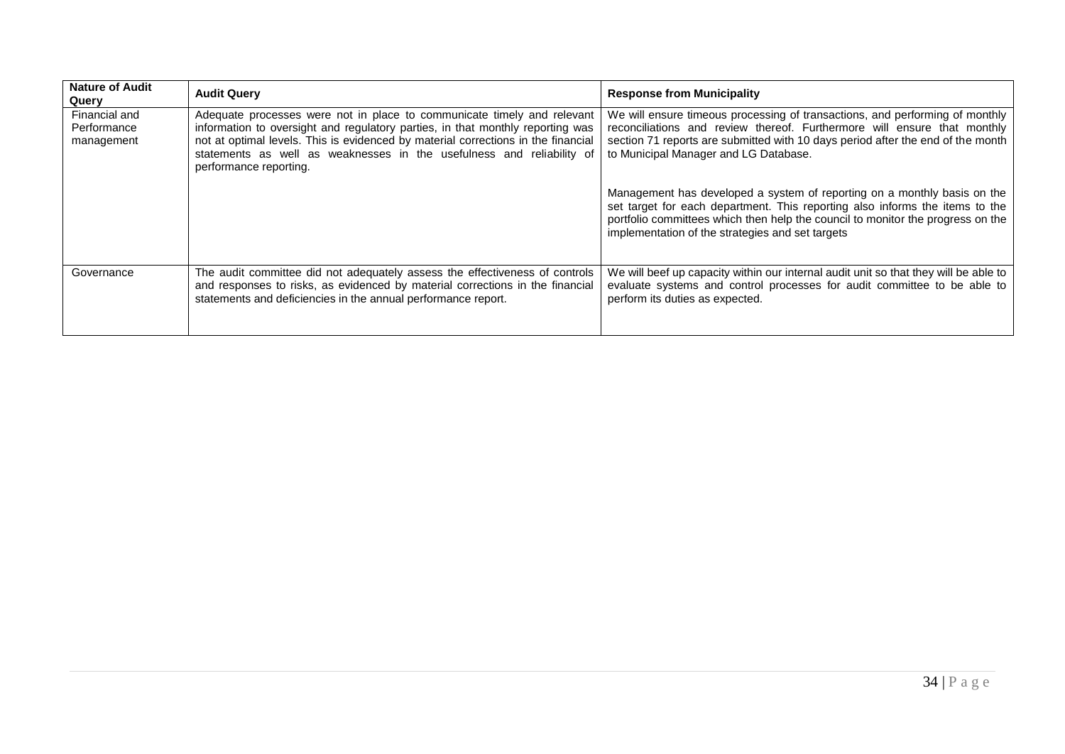| Nature of Audit Query | Audit Query | Response from Municipality |
| --- | --- | --- |
| Financial and Performance management | Adequate processes were not in place to communicate timely and relevant information to oversight and regulatory parties, in that monthly reporting was not at optimal levels. This is evidenced by material corrections in the financial statements as well as weaknesses in the usefulness and reliability of performance reporting. | We will ensure timeous processing of transactions, and performing of monthly reconciliations and review thereof. Furthermore will ensure that monthly section 71 reports are submitted with 10 days period after the end of the month to Municipal Manager and LG Database.<br><br>Management has developed a system of reporting on a monthly basis on the set target for each department. This reporting also informs the items to the portfolio committees which then help the council to monitor the progress on the implementation of the strategies and set targets |
| Governance | The audit committee did not adequately assess the effectiveness of controls and responses to risks, as evidenced by material corrections in the financial statements and deficiencies in the annual performance report. | We will beef up capacity within our internal audit unit so that they will be able to evaluate systems and control processes for audit committee to be able to perform its duties as expected. |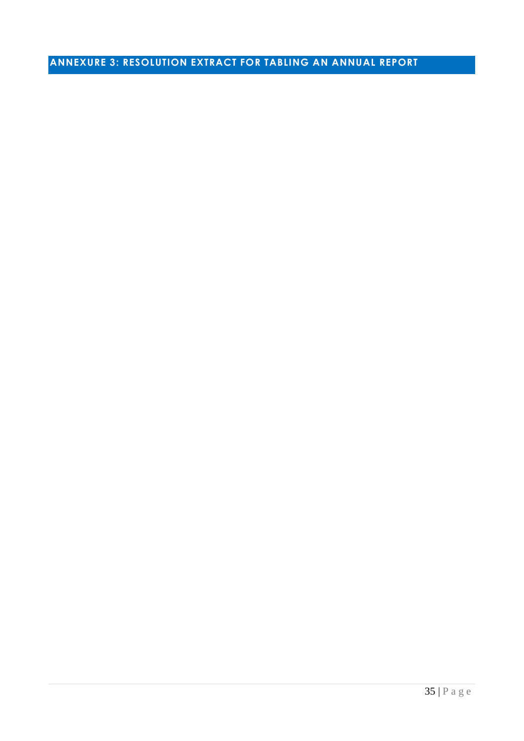## ANNEXURE 3: RESOLUTION EXTRACT FOR TABLING AN ANNUAL REPORT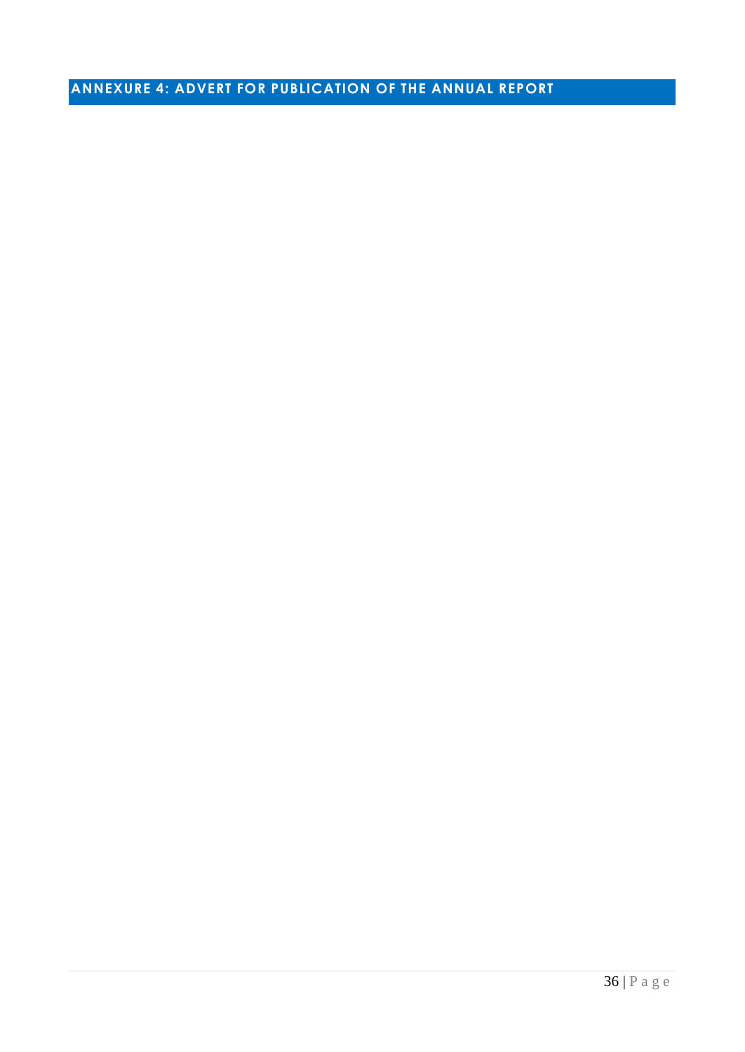## ANNEXURE 4: ADVERT FOR PUBLICATION OF THE ANNUAL REPORT